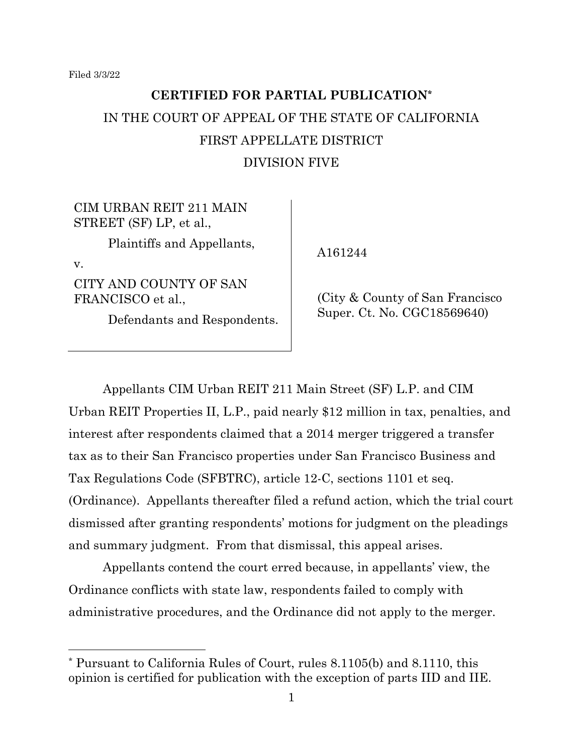Filed 3/3/22

**CERTIFIED FOR PARTIAL PUBLICATION***

IN THE COURT OF APPEAL OF THE STATE OF CALIFORNIA

FIRST APPELLATE DISTRICT

DIVISION FIVE

| | |
|---|---|
| CIM URBAN REIT 211 MAIN STREET (SF) LP, et al.,<br><br>Plaintiffs and Appellants,<br><br>v.<br><br>CITY AND COUNTY OF SAN FRANCISCO et al.,<br><br>Defendants and Respondents. | A161244<br><br>(City & County of San Francisco Super. Ct. No. CGC18569640) |

Appellants CIM Urban REIT 211 Main Street (SF) L.P. and CIM Urban REIT Properties II, L.P., paid nearly $12 million in tax, penalties, and interest after respondents claimed that a 2014 merger triggered a transfer tax as to their San Francisco properties under San Francisco Business and Tax Regulations Code (SFBTRC), article 12-C, sections 1101 et seq. (Ordinance). Appellants thereafter filed a refund action, which the trial court dismissed after granting respondents' motions for judgment on the pleadings and summary judgment. From that dismissal, this appeal arises.

Appellants contend the court erred because, in appellants' view, the Ordinance conflicts with state law, respondents failed to comply with administrative procedures, and the Ordinance did not apply to the merger.

---

\* Pursuant to California Rules of Court, rules 8.1105(b) and 8.1110, this opinion is certified for publication with the exception of parts IID and IIE.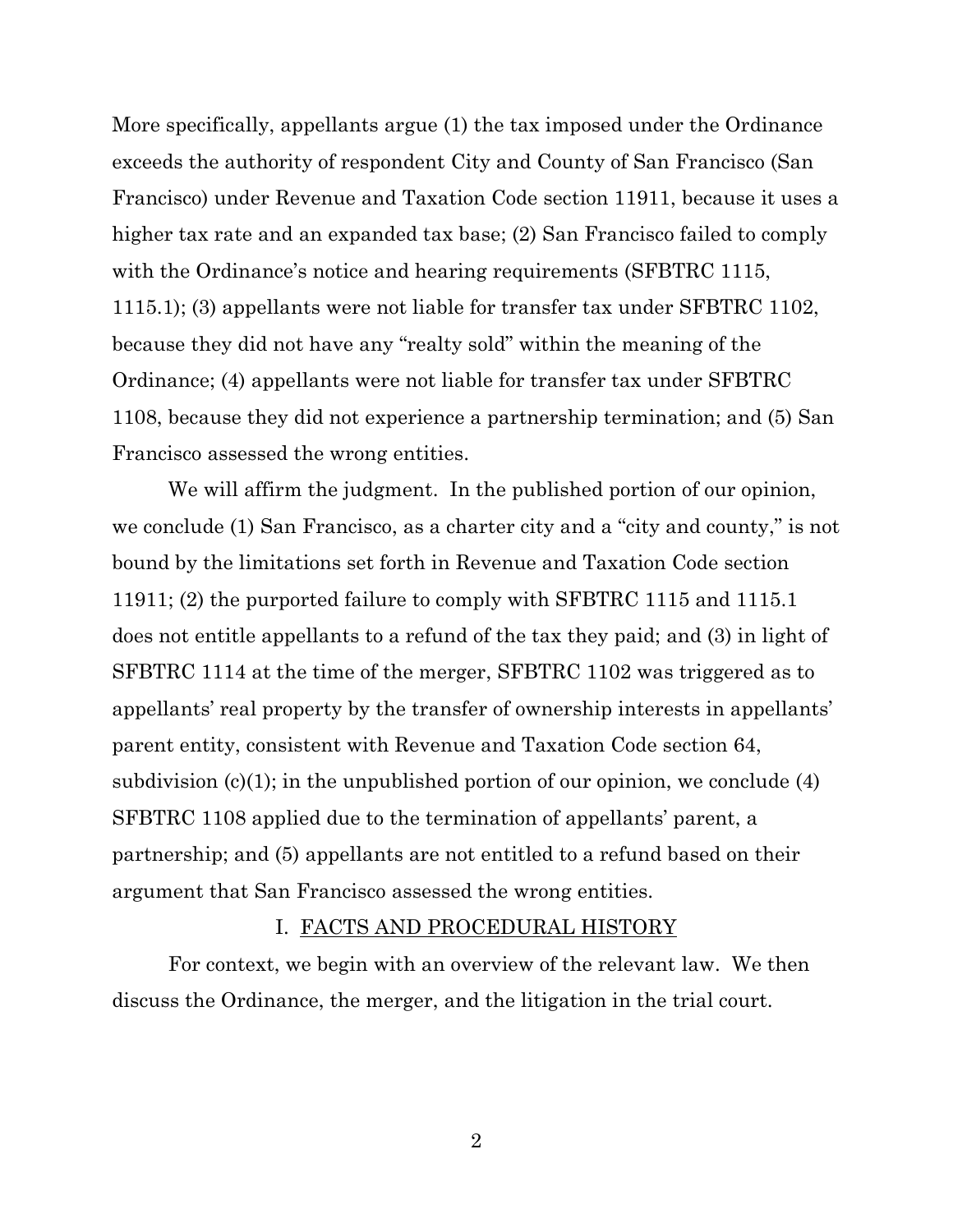More specifically, appellants argue (1) the tax imposed under the Ordinance exceeds the authority of respondent City and County of San Francisco (San Francisco) under Revenue and Taxation Code section 11911, because it uses a higher tax rate and an expanded tax base; (2) San Francisco failed to comply with the Ordinance's notice and hearing requirements (SFBTRC 1115, 1115.1); (3) appellants were not liable for transfer tax under SFBTRC 1102, because they did not have any "realty sold" within the meaning of the Ordinance; (4) appellants were not liable for transfer tax under SFBTRC 1108, because they did not experience a partnership termination; and (5) San Francisco assessed the wrong entities.

We will affirm the judgment. In the published portion of our opinion, we conclude (1) San Francisco, as a charter city and a "city and county," is not bound by the limitations set forth in Revenue and Taxation Code section 11911; (2) the purported failure to comply with SFBTRC 1115 and 1115.1 does not entitle appellants to a refund of the tax they paid; and (3) in light of SFBTRC 1114 at the time of the merger, SFBTRC 1102 was triggered as to appellants' real property by the transfer of ownership interests in appellants' parent entity, consistent with Revenue and Taxation Code section 64, subdivision (c)(1); in the unpublished portion of our opinion, we conclude (4) SFBTRC 1108 applied due to the termination of appellants' parent, a partnership; and (5) appellants are not entitled to a refund based on their argument that San Francisco assessed the wrong entities.

## I. FACTS AND PROCEDURAL HISTORY

For context, we begin with an overview of the relevant law. We then discuss the Ordinance, the merger, and the litigation in the trial court.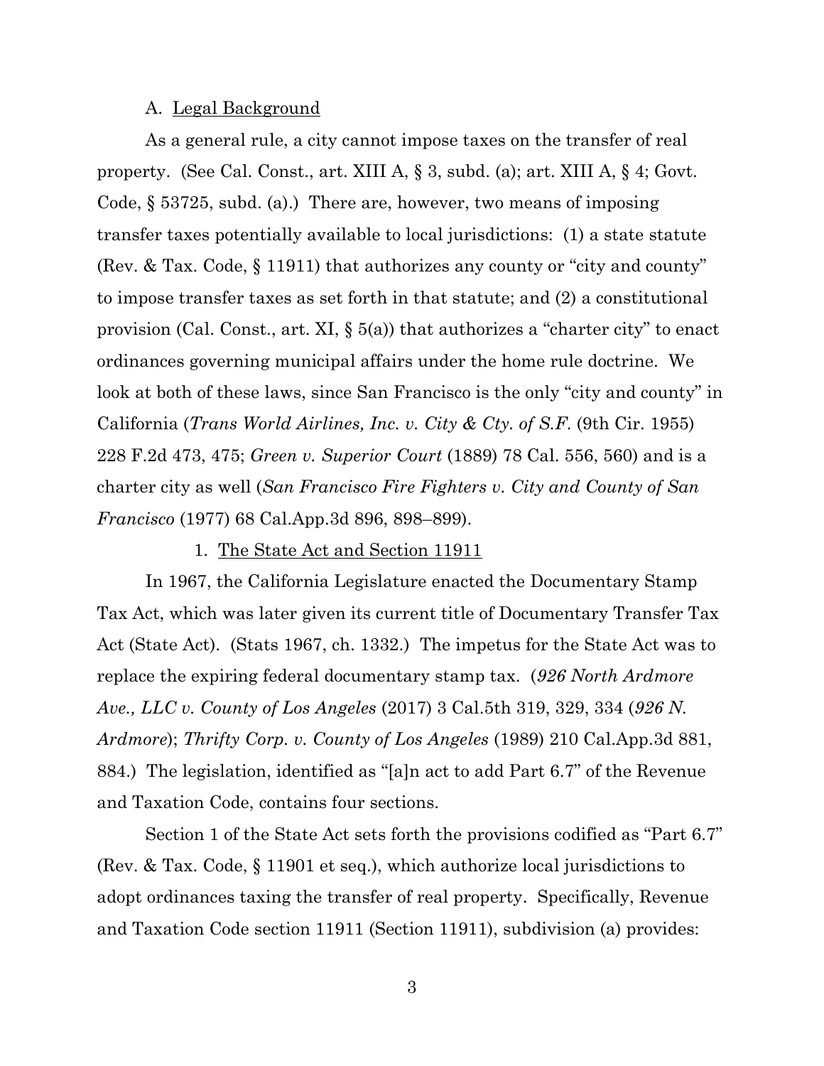A. Legal Background

As a general rule, a city cannot impose taxes on the transfer of real property. (See Cal. Const., art. XIII A, § 3, subd. (a); art. XIII A, § 4; Govt. Code, § 53725, subd. (a).) There are, however, two means of imposing transfer taxes potentially available to local jurisdictions: (1) a state statute (Rev. & Tax. Code, § 11911) that authorizes any county or "city and county" to impose transfer taxes as set forth in that statute; and (2) a constitutional provision (Cal. Const., art. XI, § 5(a)) that authorizes a "charter city" to enact ordinances governing municipal affairs under the home rule doctrine. We look at both of these laws, since San Francisco is the only "city and county" in California (*Trans World Airlines, Inc. v. City & Cty. of S.F.* (9th Cir. 1955) 228 F.2d 473, 475; *Green v. Superior Court* (1889) 78 Cal. 556, 560) and is a charter city as well (*San Francisco Fire Fighters v. City and County of San Francisco* (1977) 68 Cal.App.3d 896, 898–899).

1. The State Act and Section 11911

In 1967, the California Legislature enacted the Documentary Stamp Tax Act, which was later given its current title of Documentary Transfer Tax Act (State Act). (Stats 1967, ch. 1332.) The impetus for the State Act was to replace the expiring federal documentary stamp tax. (*926 North Ardmore Ave., LLC v. County of Los Angeles* (2017) 3 Cal.5th 319, 329, 334 (*926 N. Ardmore*); *Thrifty Corp. v. County of Los Angeles* (1989) 210 Cal.App.3d 881, 884.) The legislation, identified as "[a]n act to add Part 6.7" of the Revenue and Taxation Code, contains four sections.

Section 1 of the State Act sets forth the provisions codified as "Part 6.7" (Rev. & Tax. Code, § 11901 et seq.), which authorize local jurisdictions to adopt ordinances taxing the transfer of real property. Specifically, Revenue and Taxation Code section 11911 (Section 11911), subdivision (a) provides: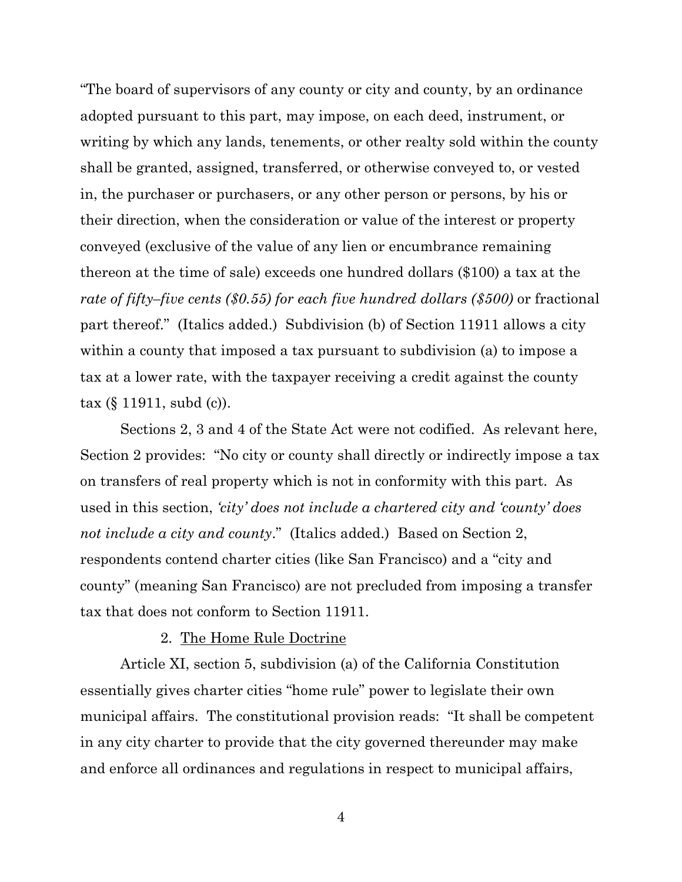"The board of supervisors of any county or city and county, by an ordinance adopted pursuant to this part, may impose, on each deed, instrument, or writing by which any lands, tenements, or other realty sold within the county shall be granted, assigned, transferred, or otherwise conveyed to, or vested in, the purchaser or purchasers, or any other person or persons, by his or their direction, when the consideration or value of the interest or property conveyed (exclusive of the value of any lien or encumbrance remaining thereon at the time of sale) exceeds one hundred dollars ($100) a tax at the *rate of fifty–five cents ($0.55) for each five hundred dollars ($500)* or fractional part thereof." (Italics added.) Subdivision (b) of Section 11911 allows a city within a county that imposed a tax pursuant to subdivision (a) to impose a tax at a lower rate, with the taxpayer receiving a credit against the county tax (§ 11911, subd (c)).

Sections 2, 3 and 4 of the State Act were not codified. As relevant here, Section 2 provides: "No city or county shall directly or indirectly impose a tax on transfers of real property which is not in conformity with this part. As used in this section, *'city' does not include a chartered city and 'county' does not include a city and county*." (Italics added.) Based on Section 2, respondents contend charter cities (like San Francisco) and a "city and county" (meaning San Francisco) are not precluded from imposing a transfer tax that does not conform to Section 11911.

2. <u>The Home Rule Doctrine</u>

Article XI, section 5, subdivision (a) of the California Constitution essentially gives charter cities "home rule" power to legislate their own municipal affairs. The constitutional provision reads: "It shall be competent in any city charter to provide that the city governed thereunder may make and enforce all ordinances and regulations in respect to municipal affairs,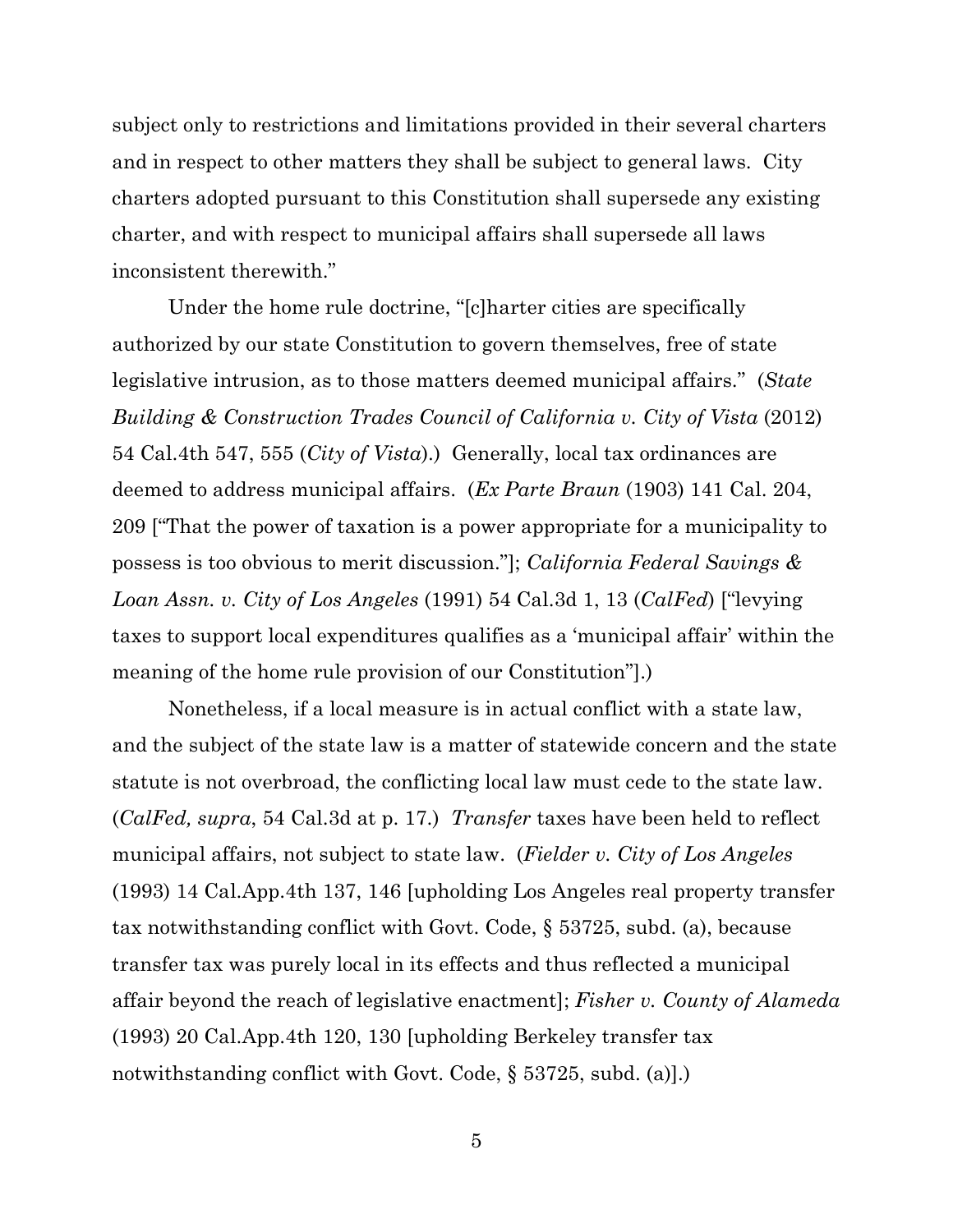subject only to restrictions and limitations provided in their several charters and in respect to other matters they shall be subject to general laws. City charters adopted pursuant to this Constitution shall supersede any existing charter, and with respect to municipal affairs shall supersede all laws inconsistent therewith."

Under the home rule doctrine, "[c]harter cities are specifically authorized by our state Constitution to govern themselves, free of state legislative intrusion, as to those matters deemed municipal affairs." (*State Building & Construction Trades Council of California v. City of Vista* (2012) 54 Cal.4th 547, 555 (*City of Vista*).) Generally, local tax ordinances are deemed to address municipal affairs. (*Ex Parte Braun* (1903) 141 Cal. 204, 209 ["That the power of taxation is a power appropriate for a municipality to possess is too obvious to merit discussion."]; *California Federal Savings & Loan Assn. v. City of Los Angeles* (1991) 54 Cal.3d 1, 13 (*CalFed*) ["levying taxes to support local expenditures qualifies as a 'municipal affair' within the meaning of the home rule provision of our Constitution"].)

Nonetheless, if a local measure is in actual conflict with a state law, and the subject of the state law is a matter of statewide concern and the state statute is not overbroad, the conflicting local law must cede to the state law. (*CalFed, supra*, 54 Cal.3d at p. 17.) *Transfer* taxes have been held to reflect municipal affairs, not subject to state law. (*Fielder v. City of Los Angeles* (1993) 14 Cal.App.4th 137, 146 [upholding Los Angeles real property transfer tax notwithstanding conflict with Govt. Code, § 53725, subd. (a), because transfer tax was purely local in its effects and thus reflected a municipal affair beyond the reach of legislative enactment]; *Fisher v. County of Alameda* (1993) 20 Cal.App.4th 120, 130 [upholding Berkeley transfer tax notwithstanding conflict with Govt. Code, § 53725, subd. (a)].)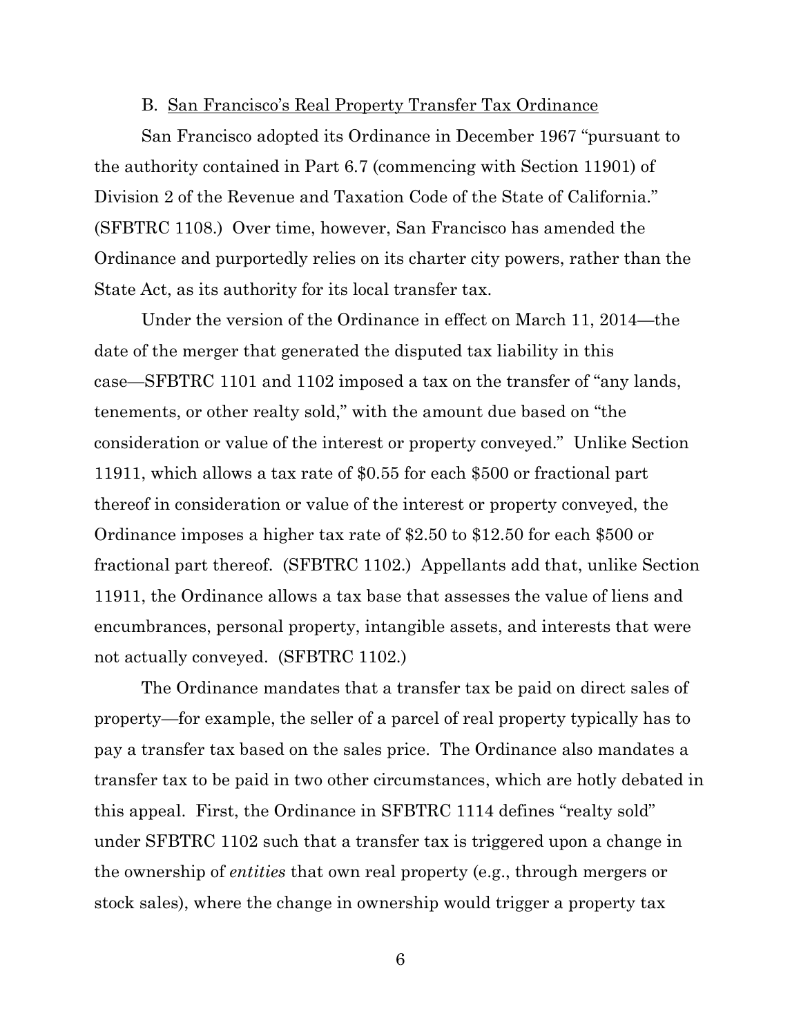B. <u>San Francisco's Real Property Transfer Tax Ordinance</u>

San Francisco adopted its Ordinance in December 1967 "pursuant to the authority contained in Part 6.7 (commencing with Section 11901) of Division 2 of the Revenue and Taxation Code of the State of California." (SFBTRC 1108.) Over time, however, San Francisco has amended the Ordinance and purportedly relies on its charter city powers, rather than the State Act, as its authority for its local transfer tax.

Under the version of the Ordinance in effect on March 11, 2014—the date of the merger that generated the disputed tax liability in this case—SFBTRC 1101 and 1102 imposed a tax on the transfer of "any lands, tenements, or other realty sold," with the amount due based on "the consideration or value of the interest or property conveyed." Unlike Section 11911, which allows a tax rate of $0.55 for each $500 or fractional part thereof in consideration or value of the interest or property conveyed, the Ordinance imposes a higher tax rate of $2.50 to $12.50 for each $500 or fractional part thereof. (SFBTRC 1102.) Appellants add that, unlike Section 11911, the Ordinance allows a tax base that assesses the value of liens and encumbrances, personal property, intangible assets, and interests that were not actually conveyed. (SFBTRC 1102.)

The Ordinance mandates that a transfer tax be paid on direct sales of property—for example, the seller of a parcel of real property typically has to pay a transfer tax based on the sales price. The Ordinance also mandates a transfer tax to be paid in two other circumstances, which are hotly debated in this appeal. First, the Ordinance in SFBTRC 1114 defines "realty sold" under SFBTRC 1102 such that a transfer tax is triggered upon a change in the ownership of *entities* that own real property (e.g., through mergers or stock sales), where the change in ownership would trigger a property tax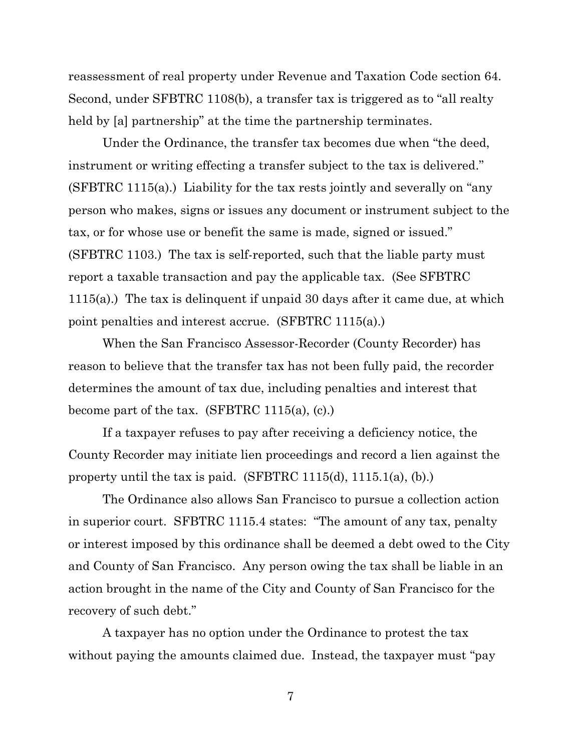reassessment of real property under Revenue and Taxation Code section 64. Second, under SFBTRC 1108(b), a transfer tax is triggered as to "all realty held by [a] partnership" at the time the partnership terminates.

Under the Ordinance, the transfer tax becomes due when "the deed, instrument or writing effecting a transfer subject to the tax is delivered." (SFBTRC 1115(a).) Liability for the tax rests jointly and severally on "any person who makes, signs or issues any document or instrument subject to the tax, or for whose use or benefit the same is made, signed or issued." (SFBTRC 1103.) The tax is self-reported, such that the liable party must report a taxable transaction and pay the applicable tax. (See SFBTRC 1115(a).) The tax is delinquent if unpaid 30 days after it came due, at which point penalties and interest accrue. (SFBTRC 1115(a).)

When the San Francisco Assessor-Recorder (County Recorder) has reason to believe that the transfer tax has not been fully paid, the recorder determines the amount of tax due, including penalties and interest that become part of the tax. (SFBTRC 1115(a), (c).)

If a taxpayer refuses to pay after receiving a deficiency notice, the County Recorder may initiate lien proceedings and record a lien against the property until the tax is paid. (SFBTRC 1115(d), 1115.1(a), (b).)

The Ordinance also allows San Francisco to pursue a collection action in superior court. SFBTRC 1115.4 states: "The amount of any tax, penalty or interest imposed by this ordinance shall be deemed a debt owed to the City and County of San Francisco. Any person owing the tax shall be liable in an action brought in the name of the City and County of San Francisco for the recovery of such debt."

A taxpayer has no option under the Ordinance to protest the tax without paying the amounts claimed due. Instead, the taxpayer must "pay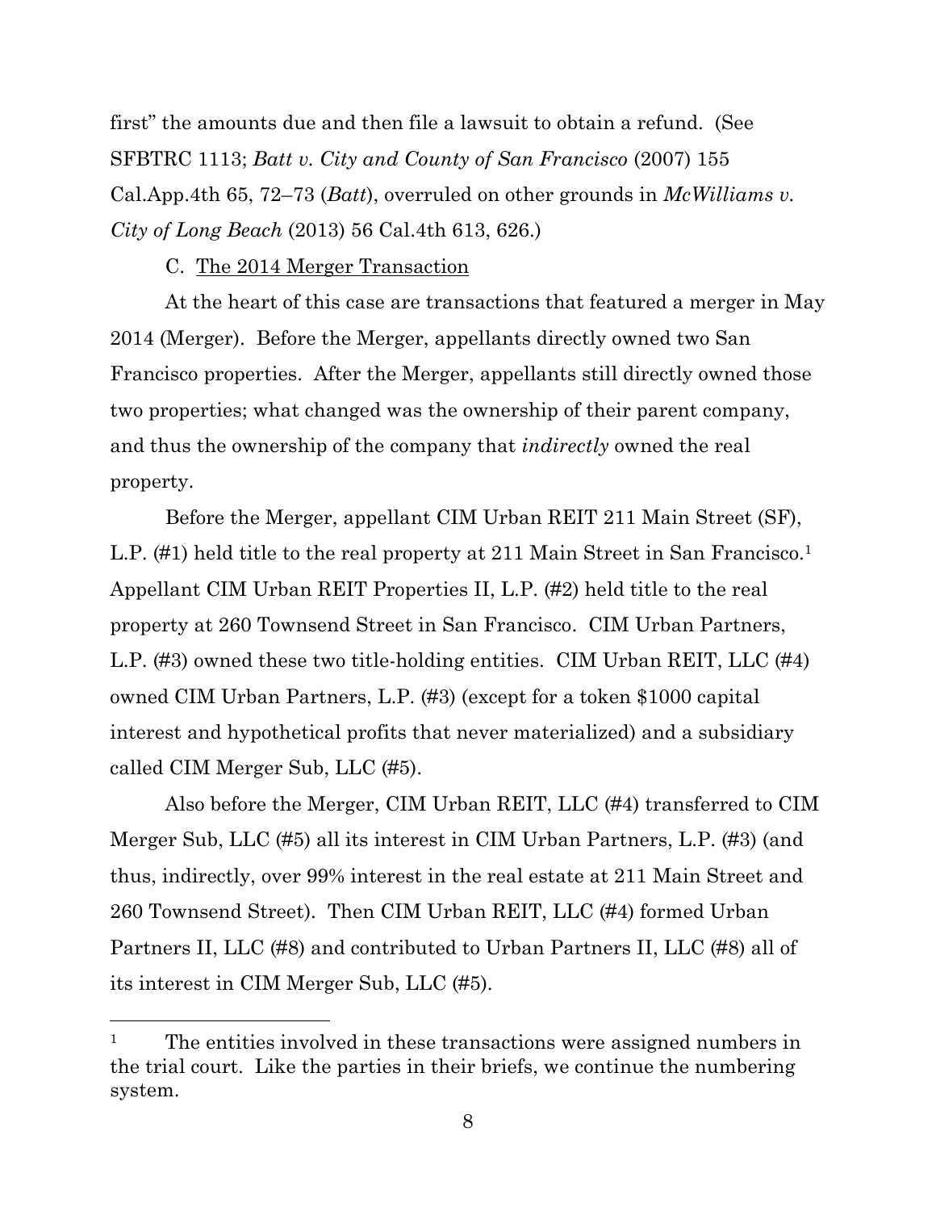first" the amounts due and then file a lawsuit to obtain a refund. (See SFBTRC 1113; *Batt v. City and County of San Francisco* (2007) 155 Cal.App.4th 65, 72–73 (*Batt*), overruled on other grounds in *McWilliams v. City of Long Beach* (2013) 56 Cal.4th 613, 626.)

C. The 2014 Merger Transaction

At the heart of this case are transactions that featured a merger in May 2014 (Merger). Before the Merger, appellants directly owned two San Francisco properties. After the Merger, appellants still directly owned those two properties; what changed was the ownership of their parent company, and thus the ownership of the company that *indirectly* owned the real property.

Before the Merger, appellant CIM Urban REIT 211 Main Street (SF), L.P. (#1) held title to the real property at 211 Main Street in San Francisco.[1] Appellant CIM Urban REIT Properties II, L.P. (#2) held title to the real property at 260 Townsend Street in San Francisco. CIM Urban Partners, L.P. (#3) owned these two title-holding entities. CIM Urban REIT, LLC (#4) owned CIM Urban Partners, L.P. (#3) (except for a token $1000 capital interest and hypothetical profits that never materialized) and a subsidiary called CIM Merger Sub, LLC (#5).

Also before the Merger, CIM Urban REIT, LLC (#4) transferred to CIM Merger Sub, LLC (#5) all its interest in CIM Urban Partners, L.P. (#3) (and thus, indirectly, over 99% interest in the real estate at 211 Main Street and 260 Townsend Street). Then CIM Urban REIT, LLC (#4) formed Urban Partners II, LLC (#8) and contributed to Urban Partners II, LLC (#8) all of its interest in CIM Merger Sub, LLC (#5).

---

[1] The entities involved in these transactions were assigned numbers in the trial court. Like the parties in their briefs, we continue the numbering system.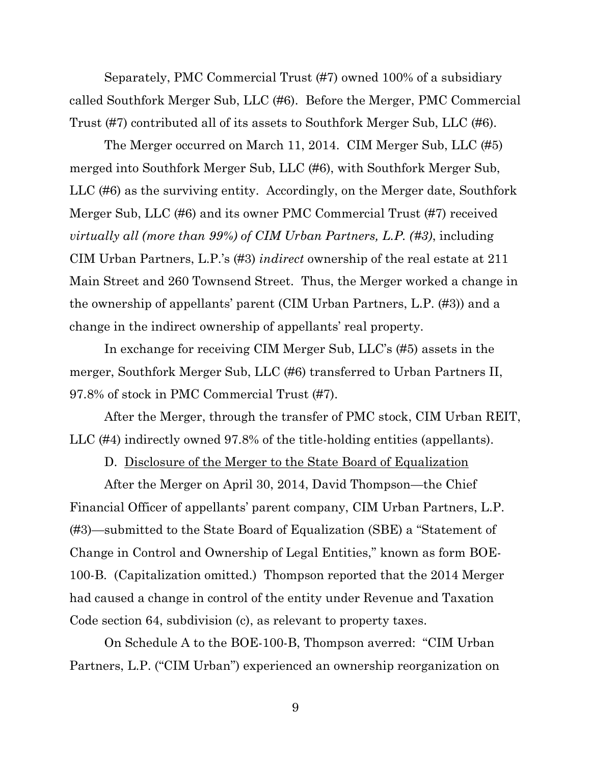Separately, PMC Commercial Trust (#7) owned 100% of a subsidiary called Southfork Merger Sub, LLC (#6). Before the Merger, PMC Commercial Trust (#7) contributed all of its assets to Southfork Merger Sub, LLC (#6).

The Merger occurred on March 11, 2014. CIM Merger Sub, LLC (#5) merged into Southfork Merger Sub, LLC (#6), with Southfork Merger Sub, LLC (#6) as the surviving entity. Accordingly, on the Merger date, Southfork Merger Sub, LLC (#6) and its owner PMC Commercial Trust (#7) received *virtually all (more than 99%) of CIM Urban Partners, L.P. (#3)*, including CIM Urban Partners, L.P.'s (#3) *indirect* ownership of the real estate at 211 Main Street and 260 Townsend Street. Thus, the Merger worked a change in the ownership of appellants' parent (CIM Urban Partners, L.P. (#3)) and a change in the indirect ownership of appellants' real property.

In exchange for receiving CIM Merger Sub, LLC's (#5) assets in the merger, Southfork Merger Sub, LLC (#6) transferred to Urban Partners II, 97.8% of stock in PMC Commercial Trust (#7).

After the Merger, through the transfer of PMC stock, CIM Urban REIT, LLC (#4) indirectly owned 97.8% of the title-holding entities (appellants).

D. <u>Disclosure of the Merger to the State Board of Equalization</u>

After the Merger on April 30, 2014, David Thompson—the Chief Financial Officer of appellants' parent company, CIM Urban Partners, L.P. (#3)—submitted to the State Board of Equalization (SBE) a "Statement of Change in Control and Ownership of Legal Entities," known as form BOE-100-B. (Capitalization omitted.) Thompson reported that the 2014 Merger had caused a change in control of the entity under Revenue and Taxation Code section 64, subdivision (c), as relevant to property taxes.

On Schedule A to the BOE-100-B, Thompson averred: "CIM Urban Partners, L.P. ("CIM Urban") experienced an ownership reorganization on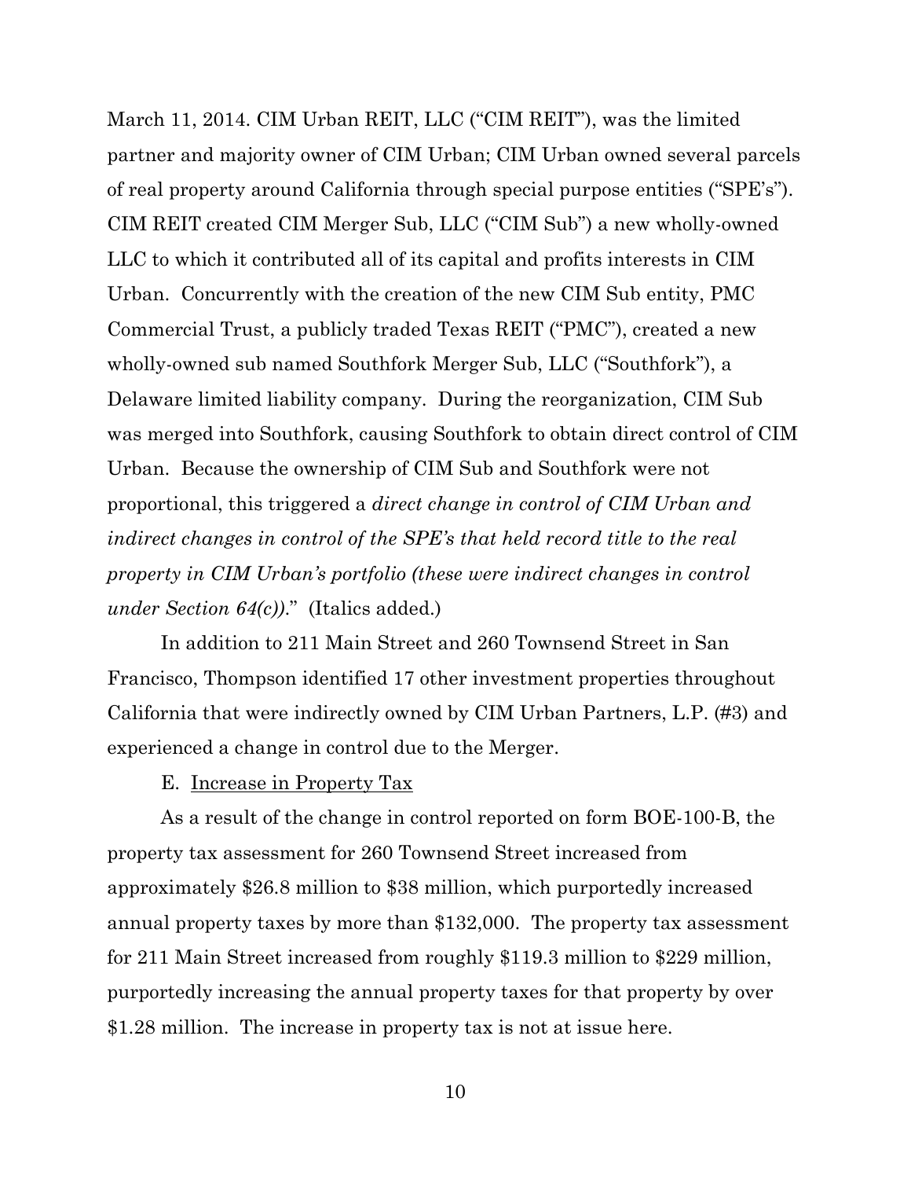March 11, 2014. CIM Urban REIT, LLC ("CIM REIT"), was the limited partner and majority owner of CIM Urban; CIM Urban owned several parcels of real property around California through special purpose entities ("SPE's"). CIM REIT created CIM Merger Sub, LLC ("CIM Sub") a new wholly-owned LLC to which it contributed all of its capital and profits interests in CIM Urban. Concurrently with the creation of the new CIM Sub entity, PMC Commercial Trust, a publicly traded Texas REIT ("PMC"), created a new wholly-owned sub named Southfork Merger Sub, LLC ("Southfork"), a Delaware limited liability company. During the reorganization, CIM Sub was merged into Southfork, causing Southfork to obtain direct control of CIM Urban. Because the ownership of CIM Sub and Southfork were not proportional, this triggered a *direct change in control of CIM Urban and indirect changes in control of the SPE's that held record title to the real property in CIM Urban's portfolio (these were indirect changes in control under Section 64(c))*." (Italics added.)

In addition to 211 Main Street and 260 Townsend Street in San Francisco, Thompson identified 17 other investment properties throughout California that were indirectly owned by CIM Urban Partners, L.P. (#3) and experienced a change in control due to the Merger.

E. <u>Increase in Property Tax</u>

As a result of the change in control reported on form BOE-100-B, the property tax assessment for 260 Townsend Street increased from approximately $26.8 million to $38 million, which purportedly increased annual property taxes by more than $132,000. The property tax assessment for 211 Main Street increased from roughly $119.3 million to $229 million, purportedly increasing the annual property taxes for that property by over $1.28 million. The increase in property tax is not at issue here.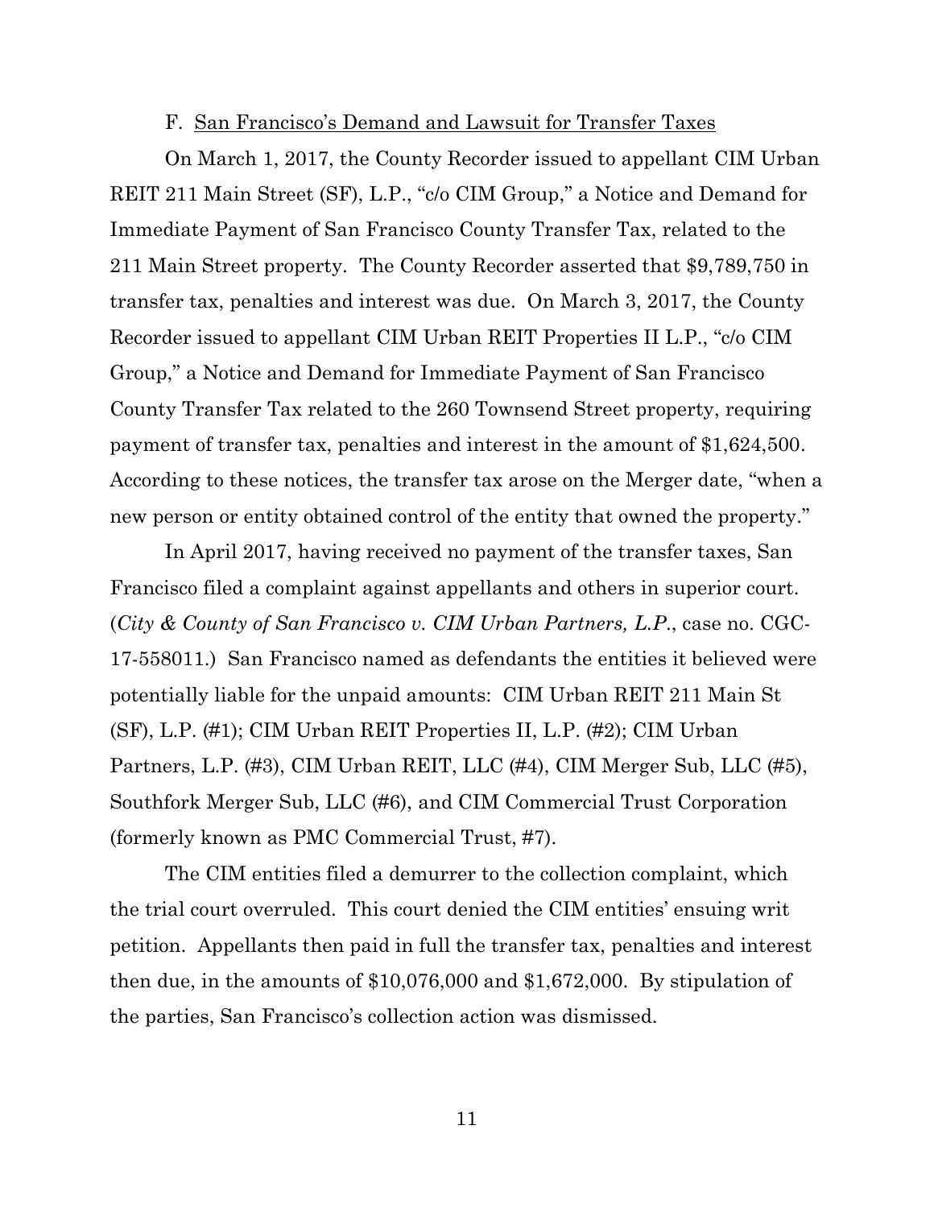### F. San Francisco's Demand and Lawsuit for Transfer Taxes

On March 1, 2017, the County Recorder issued to appellant CIM Urban REIT 211 Main Street (SF), L.P., "c/o CIM Group," a Notice and Demand for Immediate Payment of San Francisco County Transfer Tax, related to the 211 Main Street property. The County Recorder asserted that $9,789,750 in transfer tax, penalties and interest was due. On March 3, 2017, the County Recorder issued to appellant CIM Urban REIT Properties II L.P., "c/o CIM Group," a Notice and Demand for Immediate Payment of San Francisco County Transfer Tax related to the 260 Townsend Street property, requiring payment of transfer tax, penalties and interest in the amount of $1,624,500. According to these notices, the transfer tax arose on the Merger date, "when a new person or entity obtained control of the entity that owned the property."

In April 2017, having received no payment of the transfer taxes, San Francisco filed a complaint against appellants and others in superior court. (*City & County of San Francisco v. CIM Urban Partners, L.P.*, case no. CGC-17-558011.) San Francisco named as defendants the entities it believed were potentially liable for the unpaid amounts: CIM Urban REIT 211 Main St (SF), L.P. (#1); CIM Urban REIT Properties II, L.P. (#2); CIM Urban Partners, L.P. (#3), CIM Urban REIT, LLC (#4), CIM Merger Sub, LLC (#5), Southfork Merger Sub, LLC (#6), and CIM Commercial Trust Corporation (formerly known as PMC Commercial Trust, #7).

The CIM entities filed a demurrer to the collection complaint, which the trial court overruled. This court denied the CIM entities' ensuing writ petition. Appellants then paid in full the transfer tax, penalties and interest then due, in the amounts of $10,076,000 and $1,672,000. By stipulation of the parties, San Francisco's collection action was dismissed.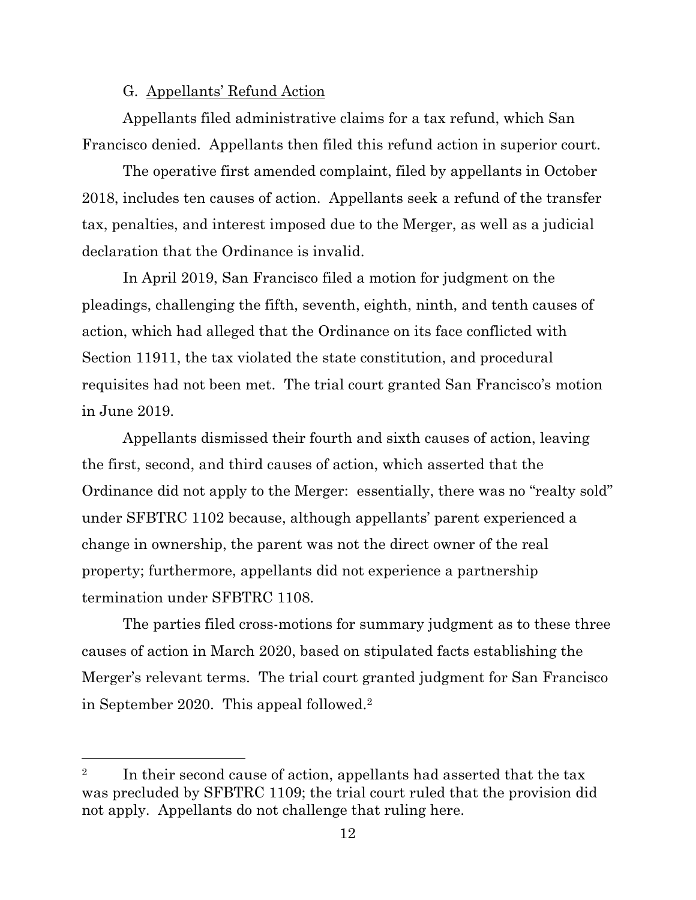### G. Appellants' Refund Action

Appellants filed administrative claims for a tax refund, which San Francisco denied. Appellants then filed this refund action in superior court.

The operative first amended complaint, filed by appellants in October 2018, includes ten causes of action. Appellants seek a refund of the transfer tax, penalties, and interest imposed due to the Merger, as well as a judicial declaration that the Ordinance is invalid.

In April 2019, San Francisco filed a motion for judgment on the pleadings, challenging the fifth, seventh, eighth, ninth, and tenth causes of action, which had alleged that the Ordinance on its face conflicted with Section 11911, the tax violated the state constitution, and procedural requisites had not been met. The trial court granted San Francisco's motion in June 2019.

Appellants dismissed their fourth and sixth causes of action, leaving the first, second, and third causes of action, which asserted that the Ordinance did not apply to the Merger: essentially, there was no "realty sold" under SFBTRC 1102 because, although appellants' parent experienced a change in ownership, the parent was not the direct owner of the real property; furthermore, appellants did not experience a partnership termination under SFBTRC 1108.

The parties filed cross-motions for summary judgment as to these three causes of action in March 2020, based on stipulated facts establishing the Merger's relevant terms. The trial court granted judgment for San Francisco in September 2020. This appeal followed.[2]

---

[2] In their second cause of action, appellants had asserted that the tax was precluded by SFBTRC 1109; the trial court ruled that the provision did not apply. Appellants do not challenge that ruling here.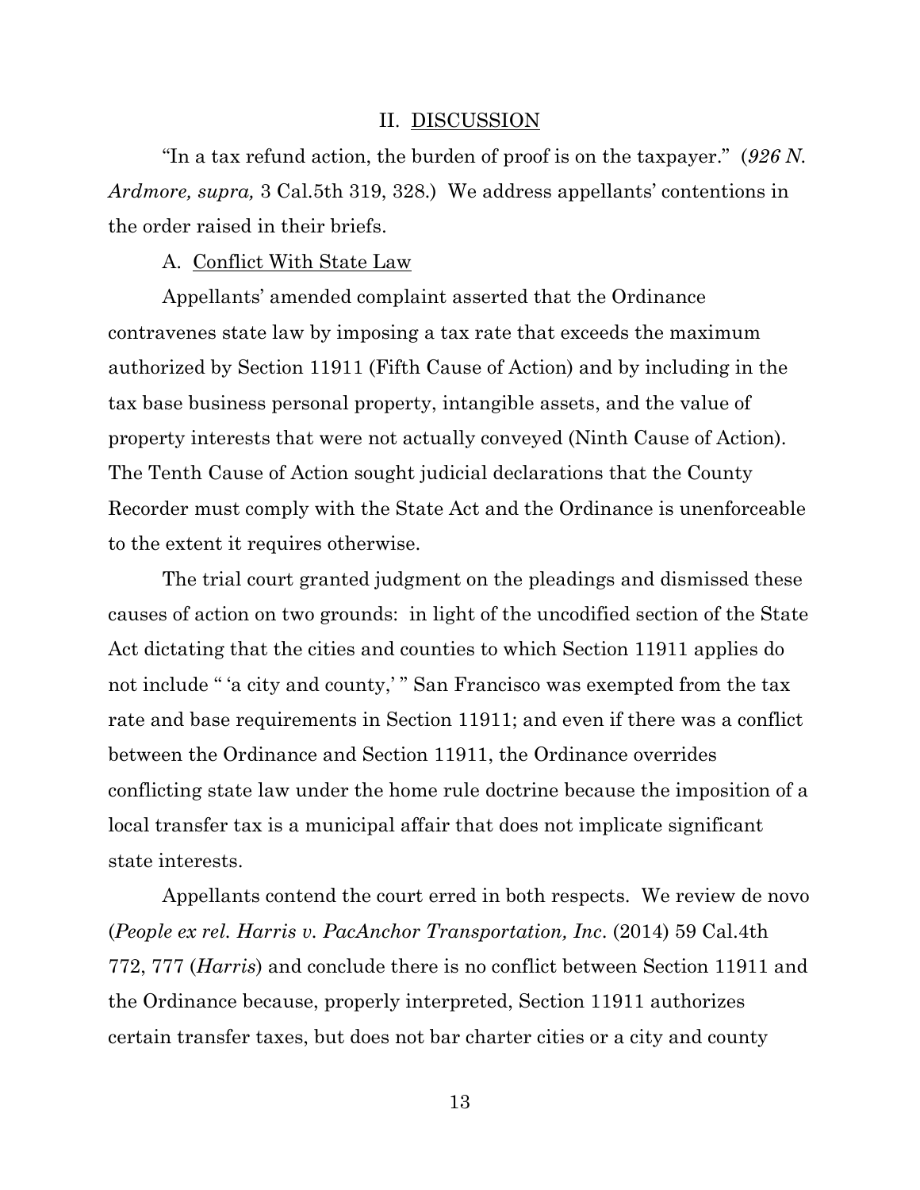## II. DISCUSSION

"In a tax refund action, the burden of proof is on the taxpayer." (*926 N. Ardmore, supra,* 3 Cal.5th 319, 328.) We address appellants' contentions in the order raised in their briefs.

### A. Conflict With State Law

Appellants' amended complaint asserted that the Ordinance contravenes state law by imposing a tax rate that exceeds the maximum authorized by Section 11911 (Fifth Cause of Action) and by including in the tax base business personal property, intangible assets, and the value of property interests that were not actually conveyed (Ninth Cause of Action). The Tenth Cause of Action sought judicial declarations that the County Recorder must comply with the State Act and the Ordinance is unenforceable to the extent it requires otherwise.

The trial court granted judgment on the pleadings and dismissed these causes of action on two grounds: in light of the uncodified section of the State Act dictating that the cities and counties to which Section 11911 applies do not include " 'a city and county,' " San Francisco was exempted from the tax rate and base requirements in Section 11911; and even if there was a conflict between the Ordinance and Section 11911, the Ordinance overrides conflicting state law under the home rule doctrine because the imposition of a local transfer tax is a municipal affair that does not implicate significant state interests.

Appellants contend the court erred in both respects. We review de novo (*People ex rel. Harris v. PacAnchor Transportation, Inc*. (2014) 59 Cal.4th 772, 777 (*Harris*) and conclude there is no conflict between Section 11911 and the Ordinance because, properly interpreted, Section 11911 authorizes certain transfer taxes, but does not bar charter cities or a city and county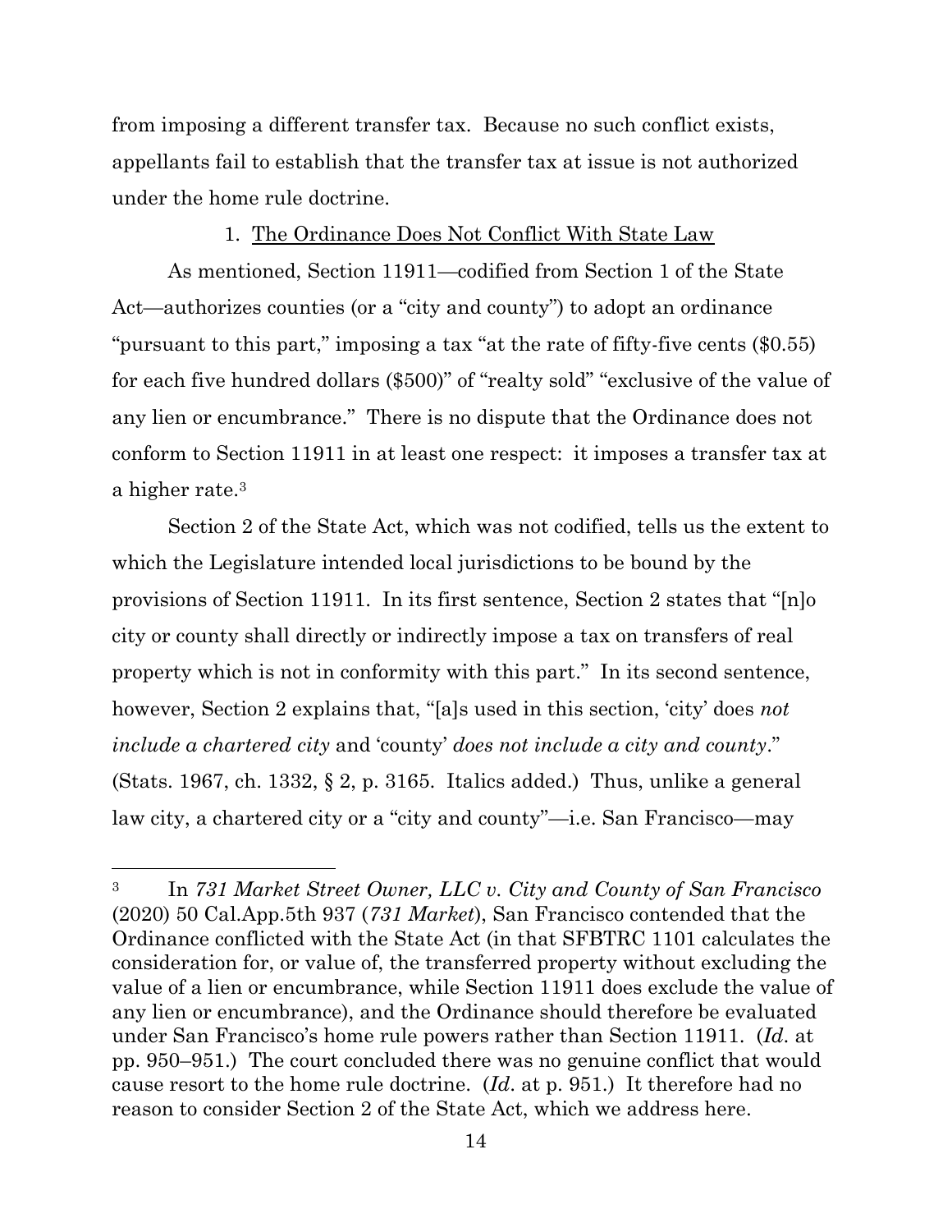from imposing a different transfer tax. Because no such conflict exists, appellants fail to establish that the transfer tax at issue is not authorized under the home rule doctrine.

1. <u>The Ordinance Does Not Conflict With State Law</u>

As mentioned, Section 11911—codified from Section 1 of the State Act—authorizes counties (or a "city and county") to adopt an ordinance "pursuant to this part," imposing a tax "at the rate of fifty-five cents ($0.55) for each five hundred dollars ($500)" of "realty sold" "exclusive of the value of any lien or encumbrance." There is no dispute that the Ordinance does not conform to Section 11911 in at least one respect: it imposes a transfer tax at a higher rate.[3]

Section 2 of the State Act, which was not codified, tells us the extent to which the Legislature intended local jurisdictions to be bound by the provisions of Section 11911. In its first sentence, Section 2 states that "[n]o city or county shall directly or indirectly impose a tax on transfers of real property which is not in conformity with this part." In its second sentence, however, Section 2 explains that, "[a]s used in this section, 'city' does *not include a chartered city* and 'county' *does not include a city and county*." (Stats. 1967, ch. 1332, § 2, p. 3165. Italics added.) Thus, unlike a general law city, a chartered city or a "city and county"—i.e. San Francisco—may

[3] In *731 Market Street Owner, LLC v. City and County of San Francisco* (2020) 50 Cal.App.5th 937 (*731 Market*), San Francisco contended that the Ordinance conflicted with the State Act (in that SFBTRC 1101 calculates the consideration for, or value of, the transferred property without excluding the value of a lien or encumbrance, while Section 11911 does exclude the value of any lien or encumbrance), and the Ordinance should therefore be evaluated under San Francisco's home rule powers rather than Section 11911. (*Id*. at pp. 950–951.) The court concluded there was no genuine conflict that would cause resort to the home rule doctrine. (*Id*. at p. 951.) It therefore had no reason to consider Section 2 of the State Act, which we address here.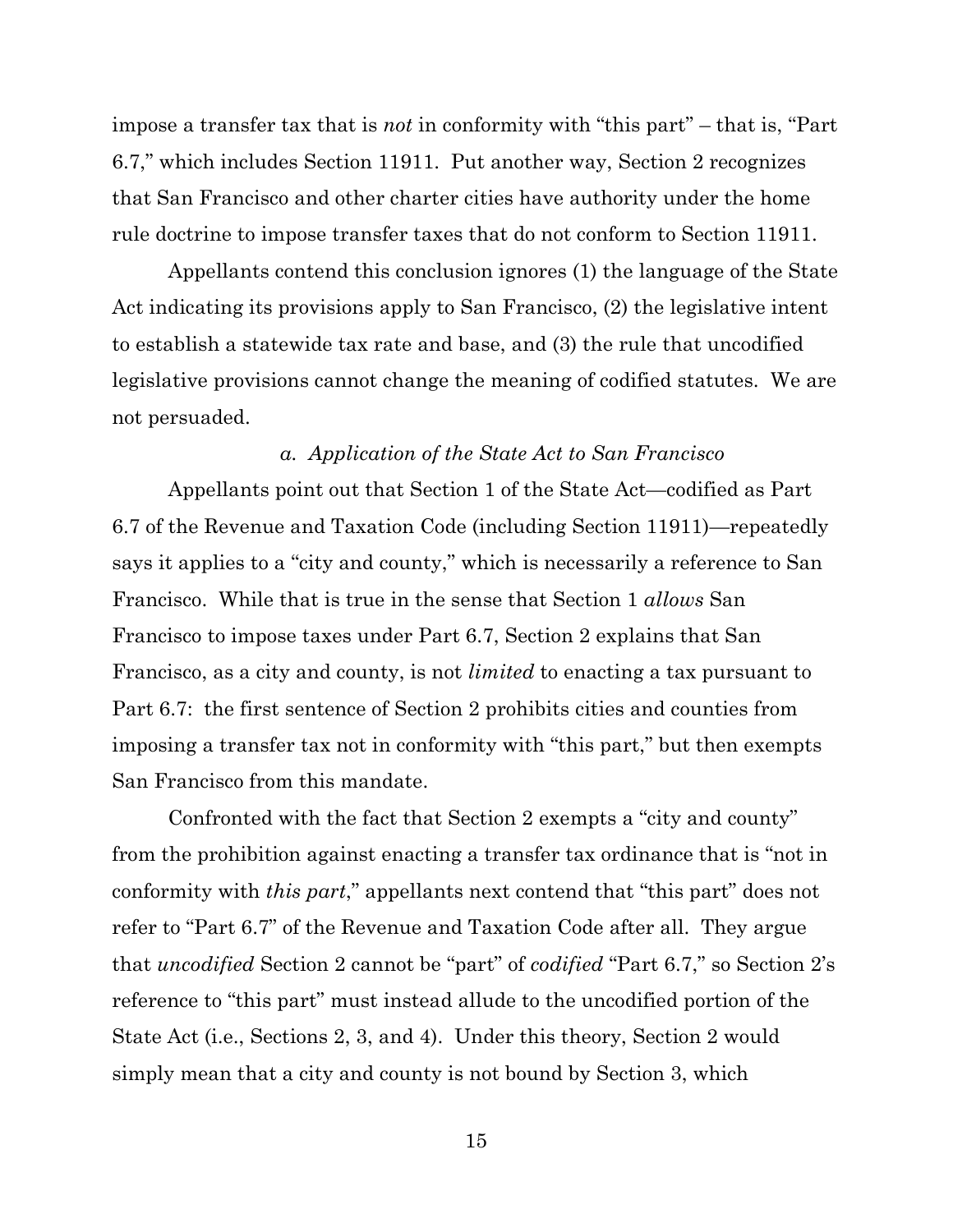impose a transfer tax that is *not* in conformity with "this part" – that is, "Part 6.7," which includes Section 11911. Put another way, Section 2 recognizes that San Francisco and other charter cities have authority under the home rule doctrine to impose transfer taxes that do not conform to Section 11911.

Appellants contend this conclusion ignores (1) the language of the State Act indicating its provisions apply to San Francisco, (2) the legislative intent to establish a statewide tax rate and base, and (3) the rule that uncodified legislative provisions cannot change the meaning of codified statutes. We are not persuaded.

*a. Application of the State Act to San Francisco*

Appellants point out that Section 1 of the State Act—codified as Part 6.7 of the Revenue and Taxation Code (including Section 11911)—repeatedly says it applies to a "city and county," which is necessarily a reference to San Francisco. While that is true in the sense that Section 1 *allows* San Francisco to impose taxes under Part 6.7, Section 2 explains that San Francisco, as a city and county, is not *limited* to enacting a tax pursuant to Part 6.7: the first sentence of Section 2 prohibits cities and counties from imposing a transfer tax not in conformity with "this part," but then exempts San Francisco from this mandate.

Confronted with the fact that Section 2 exempts a "city and county" from the prohibition against enacting a transfer tax ordinance that is "not in conformity with *this part*," appellants next contend that "this part" does not refer to "Part 6.7" of the Revenue and Taxation Code after all. They argue that *uncodified* Section 2 cannot be "part" of *codified* "Part 6.7," so Section 2's reference to "this part" must instead allude to the uncodified portion of the State Act (i.e., Sections 2, 3, and 4). Under this theory, Section 2 would simply mean that a city and county is not bound by Section 3, which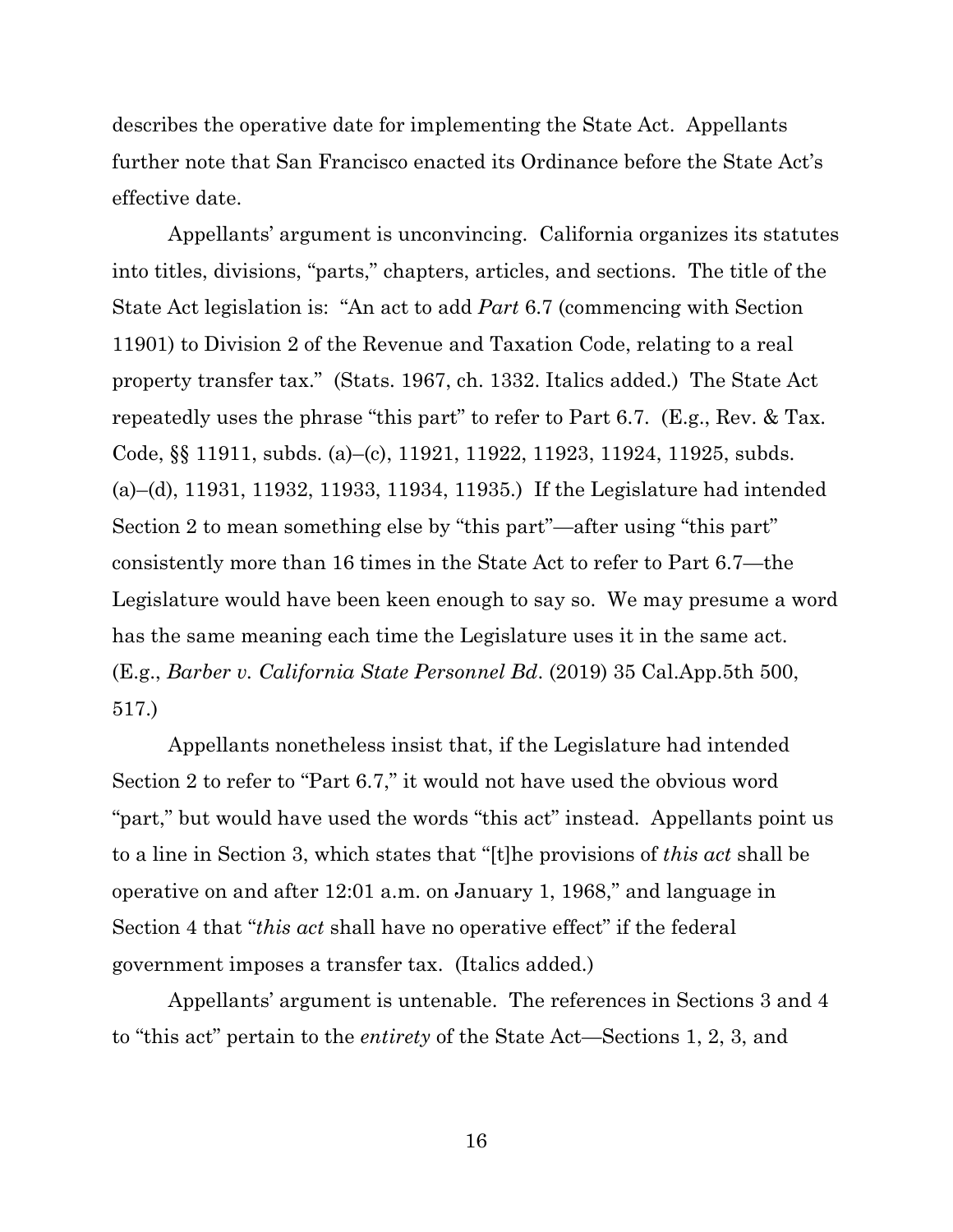describes the operative date for implementing the State Act. Appellants further note that San Francisco enacted its Ordinance before the State Act's effective date.

Appellants' argument is unconvincing. California organizes its statutes into titles, divisions, "parts," chapters, articles, and sections. The title of the State Act legislation is: "An act to add *Part* 6.7 (commencing with Section 11901) to Division 2 of the Revenue and Taxation Code, relating to a real property transfer tax." (Stats. 1967, ch. 1332. Italics added.) The State Act repeatedly uses the phrase "this part" to refer to Part 6.7. (E.g., Rev. & Tax. Code, §§ 11911, subds. (a)–(c), 11921, 11922, 11923, 11924, 11925, subds. (a)–(d), 11931, 11932, 11933, 11934, 11935.) If the Legislature had intended Section 2 to mean something else by "this part"—after using "this part" consistently more than 16 times in the State Act to refer to Part 6.7—the Legislature would have been keen enough to say so. We may presume a word has the same meaning each time the Legislature uses it in the same act. (E.g., *Barber v. California State Personnel Bd*. (2019) 35 Cal.App.5th 500, 517.)

Appellants nonetheless insist that, if the Legislature had intended Section 2 to refer to "Part 6.7," it would not have used the obvious word "part," but would have used the words "this act" instead. Appellants point us to a line in Section 3, which states that "[t]he provisions of *this act* shall be operative on and after 12:01 a.m. on January 1, 1968," and language in Section 4 that "*this act* shall have no operative effect" if the federal government imposes a transfer tax. (Italics added.)

Appellants' argument is untenable. The references in Sections 3 and 4 to "this act" pertain to the *entirety* of the State Act—Sections 1, 2, 3, and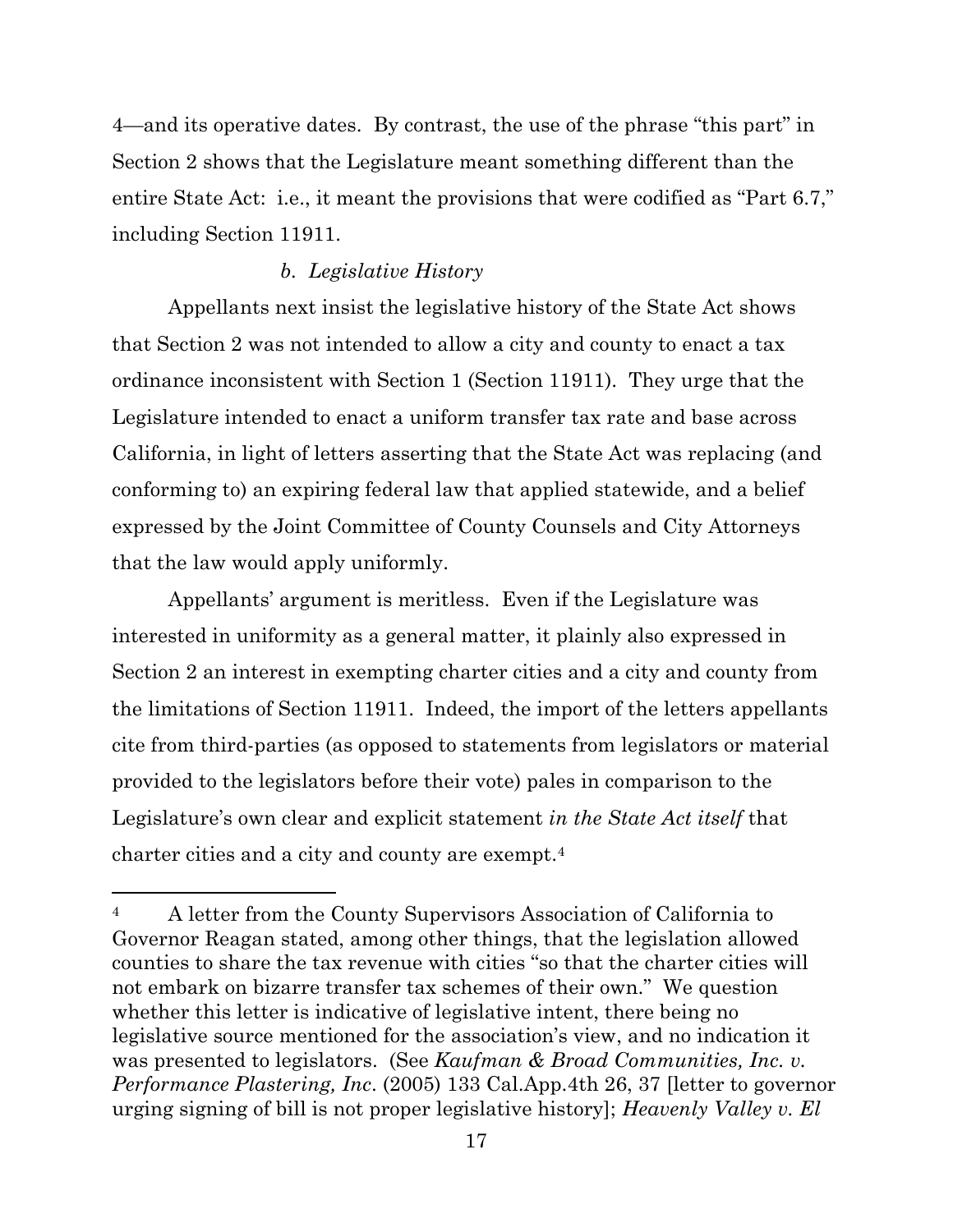4—and its operative dates. By contrast, the use of the phrase "this part" in Section 2 shows that the Legislature meant something different than the entire State Act: i.e., it meant the provisions that were codified as "Part 6.7," including Section 11911.

*b. Legislative History*

Appellants next insist the legislative history of the State Act shows that Section 2 was not intended to allow a city and county to enact a tax ordinance inconsistent with Section 1 (Section 11911). They urge that the Legislature intended to enact a uniform transfer tax rate and base across California, in light of letters asserting that the State Act was replacing (and conforming to) an expiring federal law that applied statewide, and a belief expressed by the Joint Committee of County Counsels and City Attorneys that the law would apply uniformly.

Appellants' argument is meritless. Even if the Legislature was interested in uniformity as a general matter, it plainly also expressed in Section 2 an interest in exempting charter cities and a city and county from the limitations of Section 11911. Indeed, the import of the letters appellants cite from third-parties (as opposed to statements from legislators or material provided to the legislators before their vote) pales in comparison to the Legislature's own clear and explicit statement *in the State Act itself* that charter cities and a city and county are exempt.[4]

---

[4] A letter from the County Supervisors Association of California to Governor Reagan stated, among other things, that the legislation allowed counties to share the tax revenue with cities "so that the charter cities will not embark on bizarre transfer tax schemes of their own." We question whether this letter is indicative of legislative intent, there being no legislative source mentioned for the association's view, and no indication it was presented to legislators. (See *Kaufman & Broad Communities, Inc. v. Performance Plastering, Inc.* (2005) 133 Cal.App.4th 26, 37 [letter to governor urging signing of bill is not proper legislative history]; *Heavenly Valley v. El*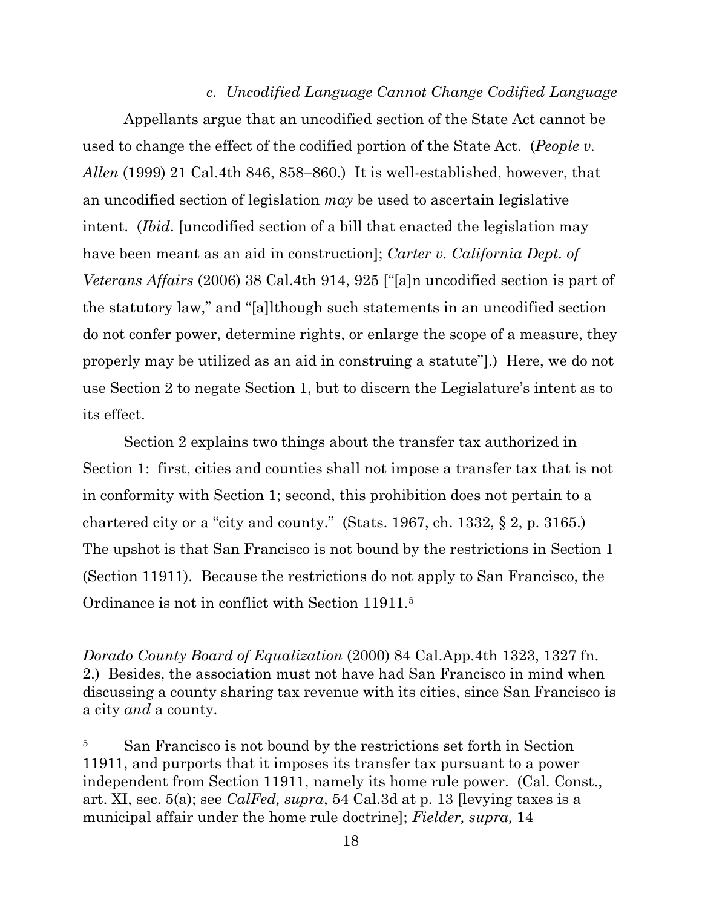### c. *Uncodified Language Cannot Change Codified Language*

Appellants argue that an uncodified section of the State Act cannot be used to change the effect of the codified portion of the State Act. (*People v. Allen* (1999) 21 Cal.4th 846, 858–860.) It is well-established, however, that an uncodified section of legislation *may* be used to ascertain legislative intent. (*Ibid*. [uncodified section of a bill that enacted the legislation may have been meant as an aid in construction]; *Carter v. California Dept. of Veterans Affairs* (2006) 38 Cal.4th 914, 925 ["[a]n uncodified section is part of the statutory law," and "[a]lthough such statements in an uncodified section do not confer power, determine rights, or enlarge the scope of a measure, they properly may be utilized as an aid in construing a statute"].) Here, we do not use Section 2 to negate Section 1, but to discern the Legislature's intent as to its effect.

Section 2 explains two things about the transfer tax authorized in Section 1: first, cities and counties shall not impose a transfer tax that is not in conformity with Section 1; second, this prohibition does not pertain to a chartered city or a "city and county." (Stats. 1967, ch. 1332, § 2, p. 3165.) The upshot is that San Francisco is not bound by the restrictions in Section 1 (Section 11911). Because the restrictions do not apply to San Francisco, the Ordinance is not in conflict with Section 11911.[5]

---

*Dorado County Board of Equalization* (2000) 84 Cal.App.4th 1323, 1327 fn. 2.) Besides, the association must not have had San Francisco in mind when discussing a county sharing tax revenue with its cities, since San Francisco is a city *and* a county.

[5] San Francisco is not bound by the restrictions set forth in Section 11911, and purports that it imposes its transfer tax pursuant to a power independent from Section 11911, namely its home rule power. (Cal. Const., art. XI, sec. 5(a); see *CalFed, supra*, 54 Cal.3d at p. 13 [levying taxes is a municipal affair under the home rule doctrine]; *Fielder, supra,* 14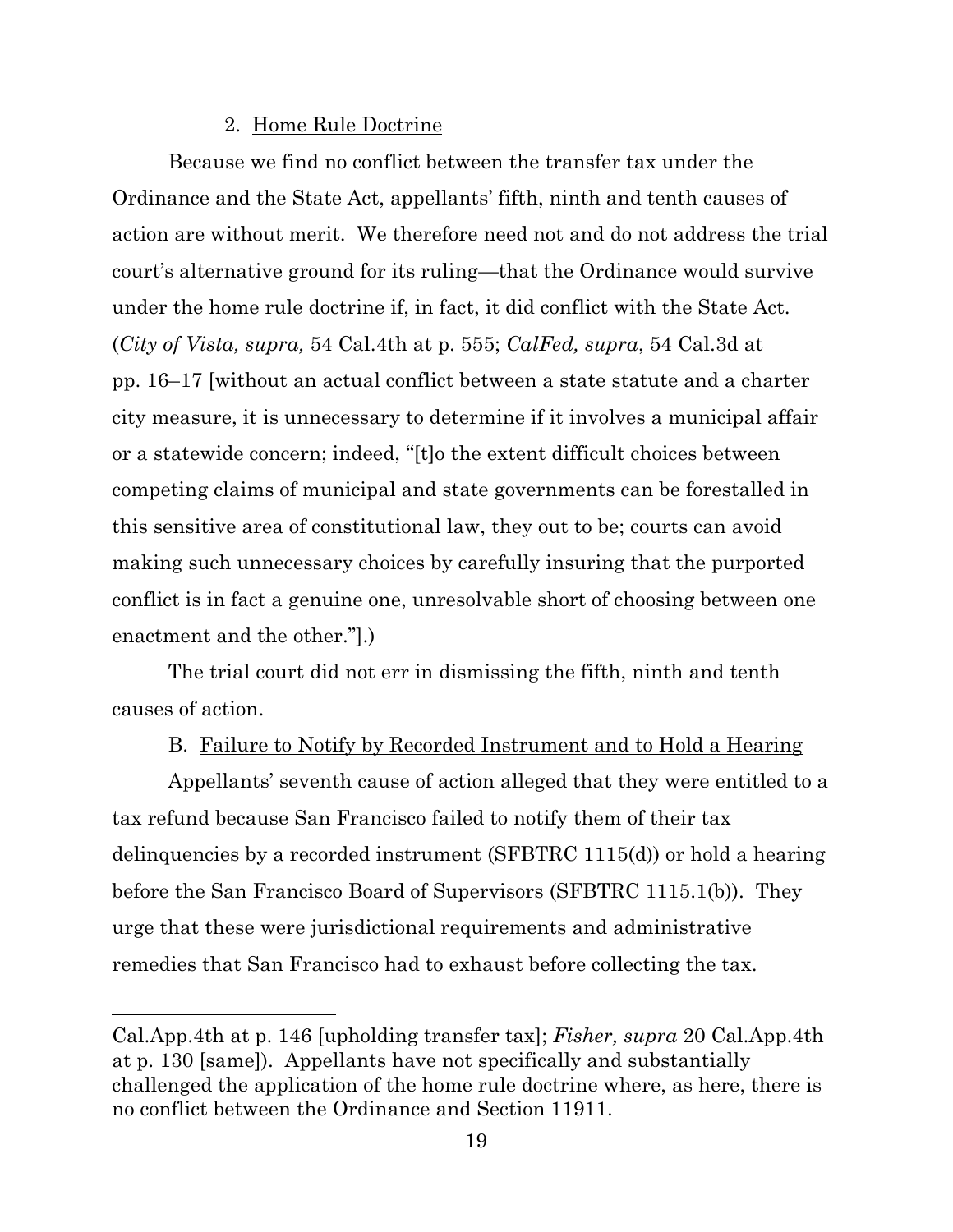2. Home Rule Doctrine

Because we find no conflict between the transfer tax under the Ordinance and the State Act, appellants' fifth, ninth and tenth causes of action are without merit. We therefore need not and do not address the trial court's alternative ground for its ruling—that the Ordinance would survive under the home rule doctrine if, in fact, it did conflict with the State Act. (*City of Vista, supra,* 54 Cal.4th at p. 555; *CalFed, supra*, 54 Cal.3d at pp. 16–17 [without an actual conflict between a state statute and a charter city measure, it is unnecessary to determine if it involves a municipal affair or a statewide concern; indeed, "[t]o the extent difficult choices between competing claims of municipal and state governments can be forestalled in this sensitive area of constitutional law, they out to be; courts can avoid making such unnecessary choices by carefully insuring that the purported conflict is in fact a genuine one, unresolvable short of choosing between one enactment and the other."].)

The trial court did not err in dismissing the fifth, ninth and tenth causes of action.

B. Failure to Notify by Recorded Instrument and to Hold a Hearing

Appellants' seventh cause of action alleged that they were entitled to a tax refund because San Francisco failed to notify them of their tax delinquencies by a recorded instrument (SFBTRC 1115(d)) or hold a hearing before the San Francisco Board of Supervisors (SFBTRC 1115.1(b)). They urge that these were jurisdictional requirements and administrative remedies that San Francisco had to exhaust before collecting the tax.

---

Cal.App.4th at p. 146 [upholding transfer tax]; *Fisher, supra* 20 Cal.App.4th at p. 130 [same]). Appellants have not specifically and substantially challenged the application of the home rule doctrine where, as here, there is no conflict between the Ordinance and Section 11911.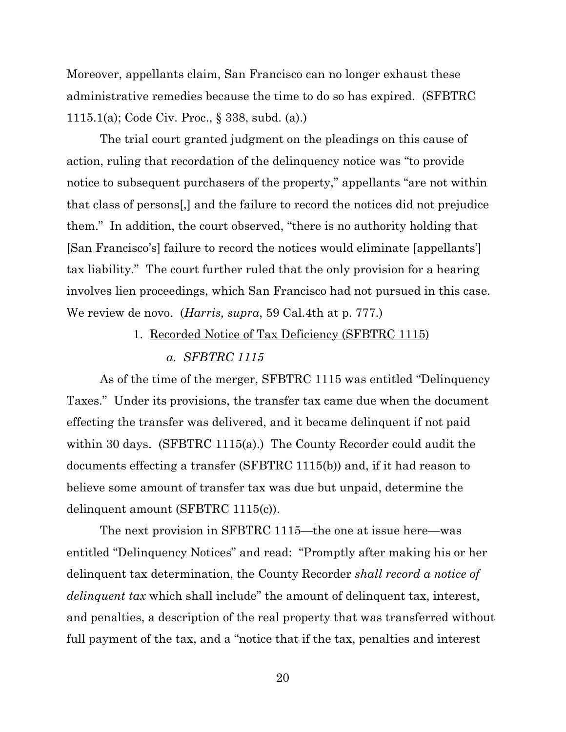Moreover, appellants claim, San Francisco can no longer exhaust these administrative remedies because the time to do so has expired. (SFBTRC 1115.1(a); Code Civ. Proc., § 338, subd. (a).)

The trial court granted judgment on the pleadings on this cause of action, ruling that recordation of the delinquency notice was "to provide notice to subsequent purchasers of the property," appellants "are not within that class of persons[,] and the failure to record the notices did not prejudice them." In addition, the court observed, "there is no authority holding that [San Francisco's] failure to record the notices would eliminate [appellants'] tax liability." The court further ruled that the only provision for a hearing involves lien proceedings, which San Francisco had not pursued in this case. We review de novo. (*Harris, supra*, 59 Cal.4th at p. 777.)

1. <u>Recorded Notice of Tax Deficiency (SFBTRC 1115)</u>

*a. SFBTRC 1115*

As of the time of the merger, SFBTRC 1115 was entitled "Delinquency Taxes." Under its provisions, the transfer tax came due when the document effecting the transfer was delivered, and it became delinquent if not paid within 30 days. (SFBTRC 1115(a).) The County Recorder could audit the documents effecting a transfer (SFBTRC 1115(b)) and, if it had reason to believe some amount of transfer tax was due but unpaid, determine the delinquent amount (SFBTRC 1115(c)).

The next provision in SFBTRC 1115—the one at issue here—was entitled "Delinquency Notices" and read: "Promptly after making his or her delinquent tax determination, the County Recorder *shall record a notice of delinquent tax* which shall include" the amount of delinquent tax, interest, and penalties, a description of the real property that was transferred without full payment of the tax, and a "notice that if the tax, penalties and interest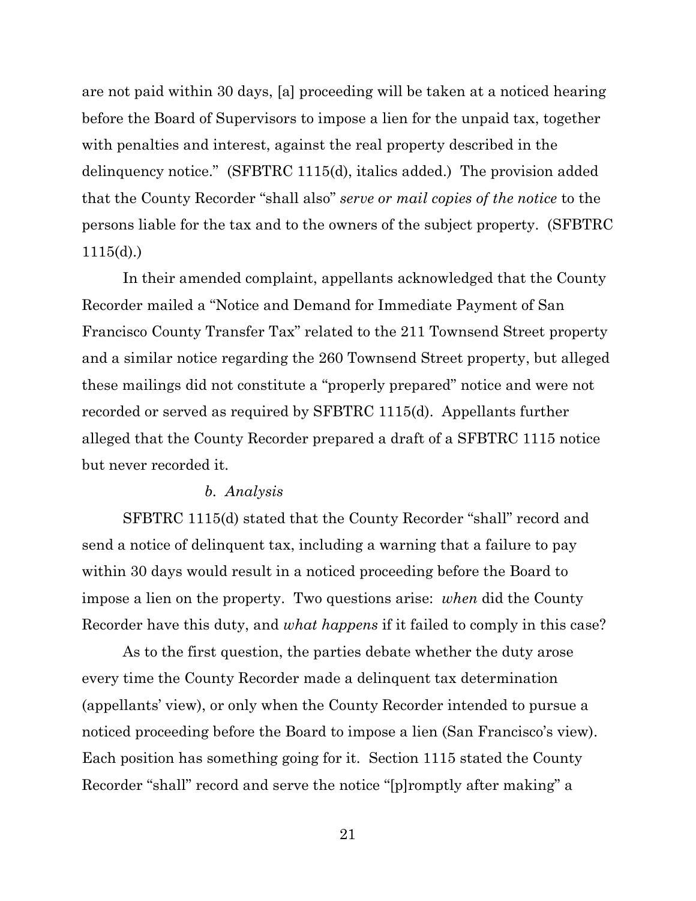are not paid within 30 days, [a] proceeding will be taken at a noticed hearing before the Board of Supervisors to impose a lien for the unpaid tax, together with penalties and interest, against the real property described in the delinquency notice." (SFBTRC 1115(d), italics added.) The provision added that the County Recorder "shall also" *serve or mail copies of the notice* to the persons liable for the tax and to the owners of the subject property. (SFBTRC 1115(d).)

In their amended complaint, appellants acknowledged that the County Recorder mailed a "Notice and Demand for Immediate Payment of San Francisco County Transfer Tax" related to the 211 Townsend Street property and a similar notice regarding the 260 Townsend Street property, but alleged these mailings did not constitute a "properly prepared" notice and were not recorded or served as required by SFBTRC 1115(d). Appellants further alleged that the County Recorder prepared a draft of a SFBTRC 1115 notice but never recorded it.

*b. Analysis*

SFBTRC 1115(d) stated that the County Recorder "shall" record and send a notice of delinquent tax, including a warning that a failure to pay within 30 days would result in a noticed proceeding before the Board to impose a lien on the property. Two questions arise: *when* did the County Recorder have this duty, and *what happens* if it failed to comply in this case?

As to the first question, the parties debate whether the duty arose every time the County Recorder made a delinquent tax determination (appellants' view), or only when the County Recorder intended to pursue a noticed proceeding before the Board to impose a lien (San Francisco's view). Each position has something going for it. Section 1115 stated the County Recorder "shall" record and serve the notice "[p]romptly after making" a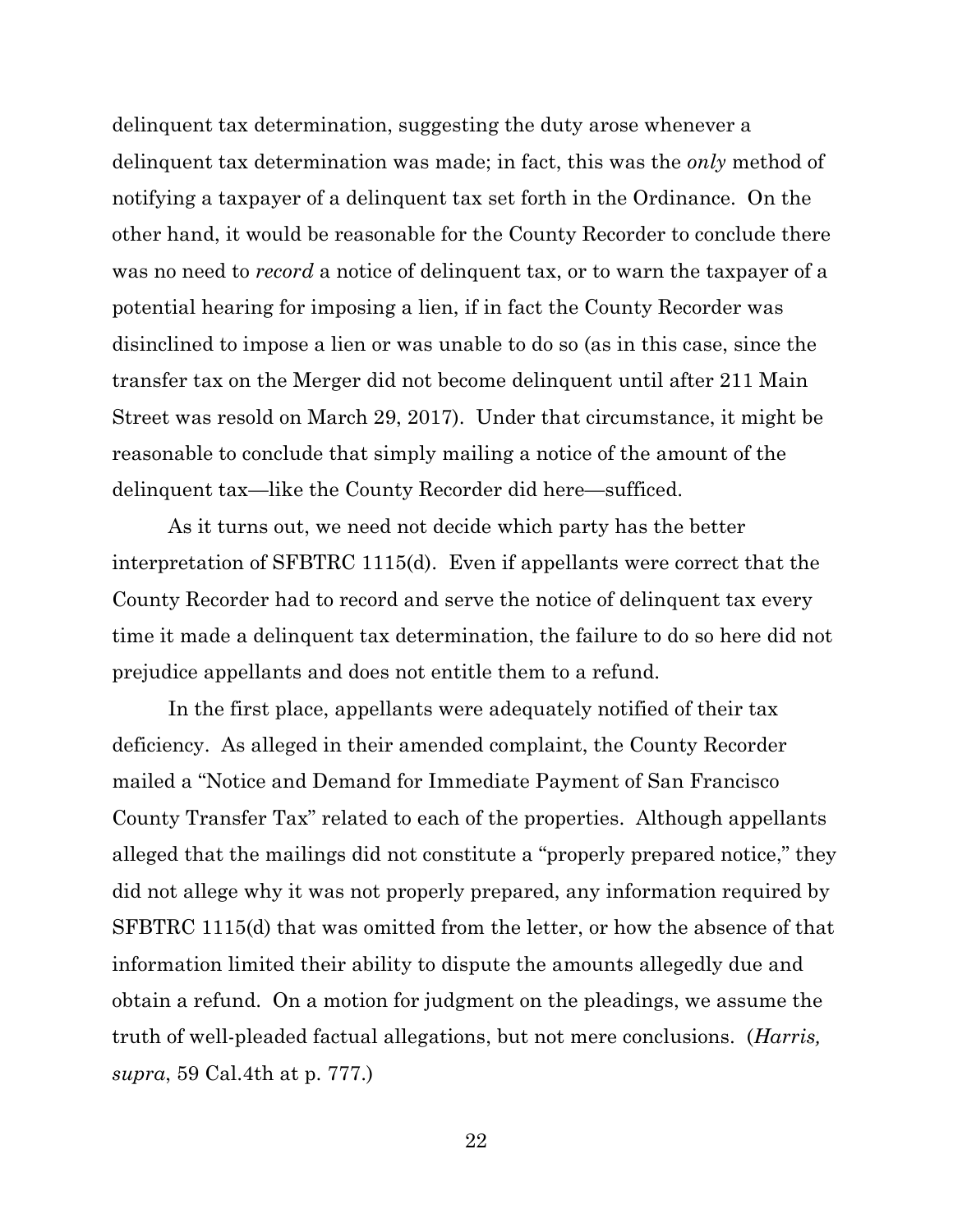delinquent tax determination, suggesting the duty arose whenever a delinquent tax determination was made; in fact, this was the *only* method of notifying a taxpayer of a delinquent tax set forth in the Ordinance. On the other hand, it would be reasonable for the County Recorder to conclude there was no need to *record* a notice of delinquent tax, or to warn the taxpayer of a potential hearing for imposing a lien, if in fact the County Recorder was disinclined to impose a lien or was unable to do so (as in this case, since the transfer tax on the Merger did not become delinquent until after 211 Main Street was resold on March 29, 2017). Under that circumstance, it might be reasonable to conclude that simply mailing a notice of the amount of the delinquent tax—like the County Recorder did here—sufficed.

As it turns out, we need not decide which party has the better interpretation of SFBTRC 1115(d). Even if appellants were correct that the County Recorder had to record and serve the notice of delinquent tax every time it made a delinquent tax determination, the failure to do so here did not prejudice appellants and does not entitle them to a refund.

In the first place, appellants were adequately notified of their tax deficiency. As alleged in their amended complaint, the County Recorder mailed a "Notice and Demand for Immediate Payment of San Francisco County Transfer Tax" related to each of the properties. Although appellants alleged that the mailings did not constitute a "properly prepared notice," they did not allege why it was not properly prepared, any information required by SFBTRC 1115(d) that was omitted from the letter, or how the absence of that information limited their ability to dispute the amounts allegedly due and obtain a refund. On a motion for judgment on the pleadings, we assume the truth of well-pleaded factual allegations, but not mere conclusions. (*Harris, supra*, 59 Cal.4th at p. 777.)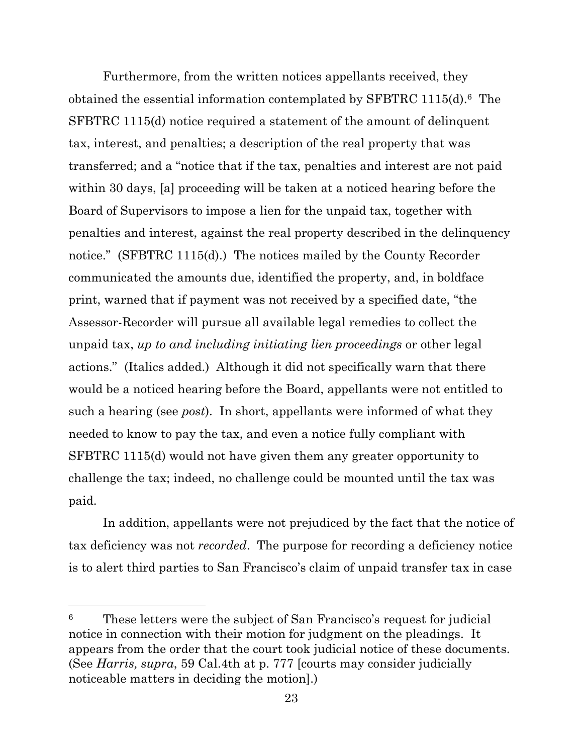Furthermore, from the written notices appellants received, they obtained the essential information contemplated by SFBTRC 1115(d).[6] The SFBTRC 1115(d) notice required a statement of the amount of delinquent tax, interest, and penalties; a description of the real property that was transferred; and a "notice that if the tax, penalties and interest are not paid within 30 days, [a] proceeding will be taken at a noticed hearing before the Board of Supervisors to impose a lien for the unpaid tax, together with penalties and interest, against the real property described in the delinquency notice." (SFBTRC 1115(d).) The notices mailed by the County Recorder communicated the amounts due, identified the property, and, in boldface print, warned that if payment was not received by a specified date, "the Assessor-Recorder will pursue all available legal remedies to collect the unpaid tax, *up to and including initiating lien proceedings* or other legal actions." (Italics added.) Although it did not specifically warn that there would be a noticed hearing before the Board, appellants were not entitled to such a hearing (see *post*). In short, appellants were informed of what they needed to know to pay the tax, and even a notice fully compliant with SFBTRC 1115(d) would not have given them any greater opportunity to challenge the tax; indeed, no challenge could be mounted until the tax was paid.

In addition, appellants were not prejudiced by the fact that the notice of tax deficiency was not *recorded*. The purpose for recording a deficiency notice is to alert third parties to San Francisco's claim of unpaid transfer tax in case

---

[6] These letters were the subject of San Francisco's request for judicial notice in connection with their motion for judgment on the pleadings. It appears from the order that the court took judicial notice of these documents. (See *Harris, supra*, 59 Cal.4th at p. 777 [courts may consider judicially noticeable matters in deciding the motion].)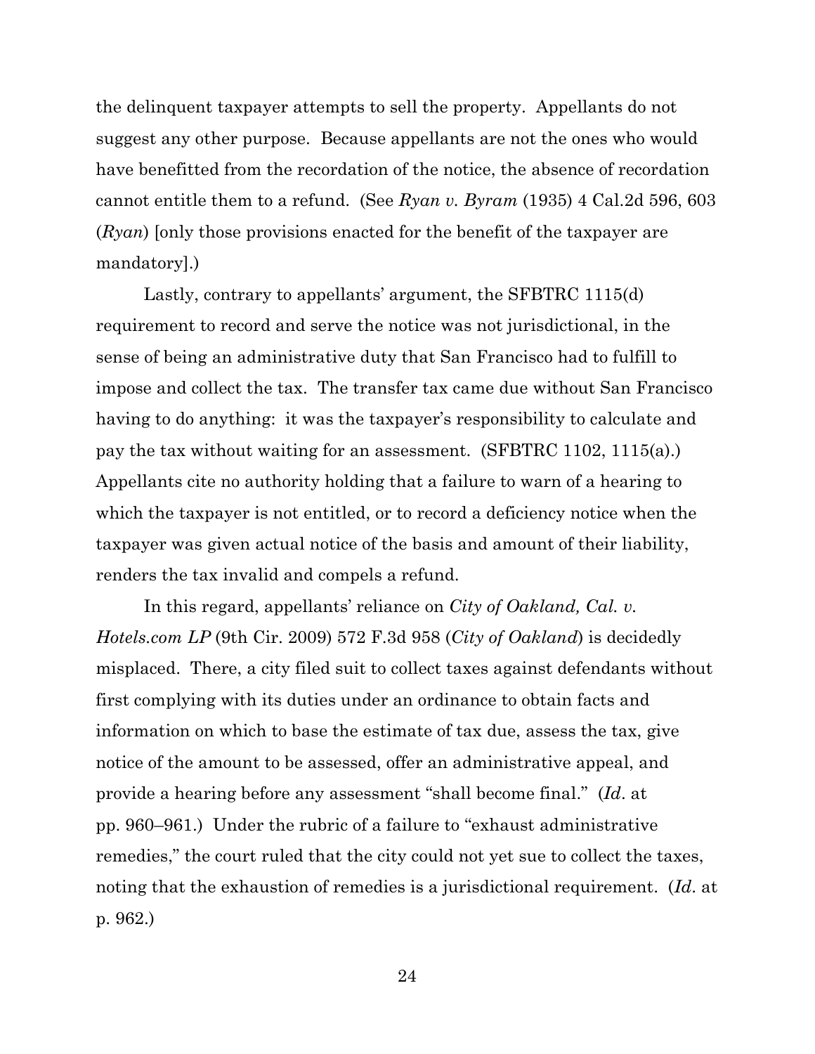the delinquent taxpayer attempts to sell the property. Appellants do not suggest any other purpose. Because appellants are not the ones who would have benefitted from the recordation of the notice, the absence of recordation cannot entitle them to a refund. (See *Ryan v. Byram* (1935) 4 Cal.2d 596, 603 (*Ryan*) [only those provisions enacted for the benefit of the taxpayer are mandatory].)

Lastly, contrary to appellants' argument, the SFBTRC 1115(d) requirement to record and serve the notice was not jurisdictional, in the sense of being an administrative duty that San Francisco had to fulfill to impose and collect the tax. The transfer tax came due without San Francisco having to do anything: it was the taxpayer's responsibility to calculate and pay the tax without waiting for an assessment. (SFBTRC 1102, 1115(a).) Appellants cite no authority holding that a failure to warn of a hearing to which the taxpayer is not entitled, or to record a deficiency notice when the taxpayer was given actual notice of the basis and amount of their liability, renders the tax invalid and compels a refund.

In this regard, appellants' reliance on *City of Oakland, Cal. v. Hotels.com LP* (9th Cir. 2009) 572 F.3d 958 (*City of Oakland*) is decidedly misplaced. There, a city filed suit to collect taxes against defendants without first complying with its duties under an ordinance to obtain facts and information on which to base the estimate of tax due, assess the tax, give notice of the amount to be assessed, offer an administrative appeal, and provide a hearing before any assessment "shall become final." (*Id*. at pp. 960–961.) Under the rubric of a failure to "exhaust administrative remedies," the court ruled that the city could not yet sue to collect the taxes, noting that the exhaustion of remedies is a jurisdictional requirement. (*Id*. at p. 962.)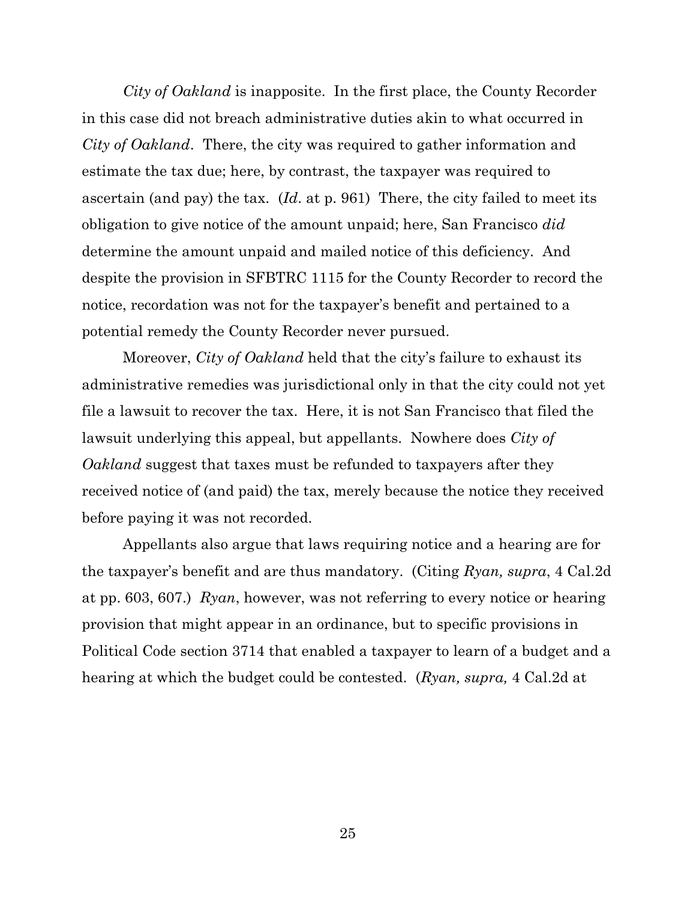*City of Oakland* is inapposite. In the first place, the County Recorder in this case did not breach administrative duties akin to what occurred in *City of Oakland*. There, the city was required to gather information and estimate the tax due; here, by contrast, the taxpayer was required to ascertain (and pay) the tax. (*Id*. at p. 961) There, the city failed to meet its obligation to give notice of the amount unpaid; here, San Francisco *did* determine the amount unpaid and mailed notice of this deficiency. And despite the provision in SFBTRC 1115 for the County Recorder to record the notice, recordation was not for the taxpayer's benefit and pertained to a potential remedy the County Recorder never pursued.

Moreover, *City of Oakland* held that the city's failure to exhaust its administrative remedies was jurisdictional only in that the city could not yet file a lawsuit to recover the tax. Here, it is not San Francisco that filed the lawsuit underlying this appeal, but appellants. Nowhere does *City of Oakland* suggest that taxes must be refunded to taxpayers after they received notice of (and paid) the tax, merely because the notice they received before paying it was not recorded.

Appellants also argue that laws requiring notice and a hearing are for the taxpayer's benefit and are thus mandatory. (Citing *Ryan, supra*, 4 Cal.2d at pp. 603, 607.) *Ryan*, however, was not referring to every notice or hearing provision that might appear in an ordinance, but to specific provisions in Political Code section 3714 that enabled a taxpayer to learn of a budget and a hearing at which the budget could be contested. (*Ryan, supra,* 4 Cal.2d at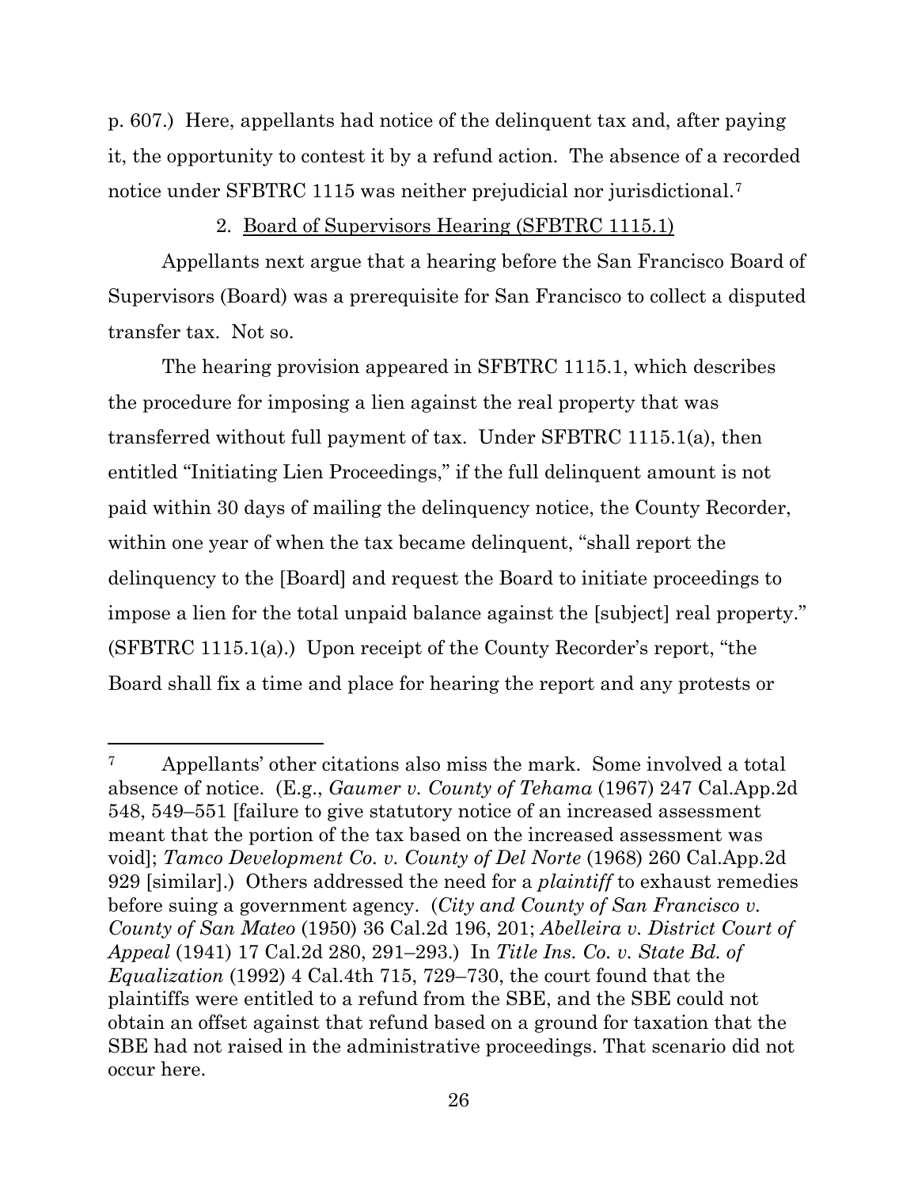p. 607.) Here, appellants had notice of the delinquent tax and, after paying it, the opportunity to contest it by a refund action. The absence of a recorded notice under SFBTRC 1115 was neither prejudicial nor jurisdictional.[7]

2. <u>Board of Supervisors Hearing (SFBTRC 1115.1)</u>

Appellants next argue that a hearing before the San Francisco Board of Supervisors (Board) was a prerequisite for San Francisco to collect a disputed transfer tax. Not so.

The hearing provision appeared in SFBTRC 1115.1, which describes the procedure for imposing a lien against the real property that was transferred without full payment of tax. Under SFBTRC 1115.1(a), then entitled "Initiating Lien Proceedings," if the full delinquent amount is not paid within 30 days of mailing the delinquency notice, the County Recorder, within one year of when the tax became delinquent, "shall report the delinquency to the [Board] and request the Board to initiate proceedings to impose a lien for the total unpaid balance against the [subject] real property." (SFBTRC 1115.1(a).) Upon receipt of the County Recorder's report, "the Board shall fix a time and place for hearing the report and any protests or

---

[7] Appellants' other citations also miss the mark. Some involved a total absence of notice. (E.g., *Gaumer v. County of Tehama* (1967) 247 Cal.App.2d 548, 549–551 [failure to give statutory notice of an increased assessment meant that the portion of the tax based on the increased assessment was void]; *Tamco Development Co. v. County of Del Norte* (1968) 260 Cal.App.2d 929 [similar].) Others addressed the need for a *plaintiff* to exhaust remedies before suing a government agency. (*City and County of San Francisco v. County of San Mateo* (1950) 36 Cal.2d 196, 201; *Abelleira v. District Court of Appeal* (1941) 17 Cal.2d 280, 291–293.) In *Title Ins. Co. v. State Bd. of Equalization* (1992) 4 Cal.4th 715, 729–730, the court found that the plaintiffs were entitled to a refund from the SBE, and the SBE could not obtain an offset against that refund based on a ground for taxation that the SBE had not raised in the administrative proceedings. That scenario did not occur here.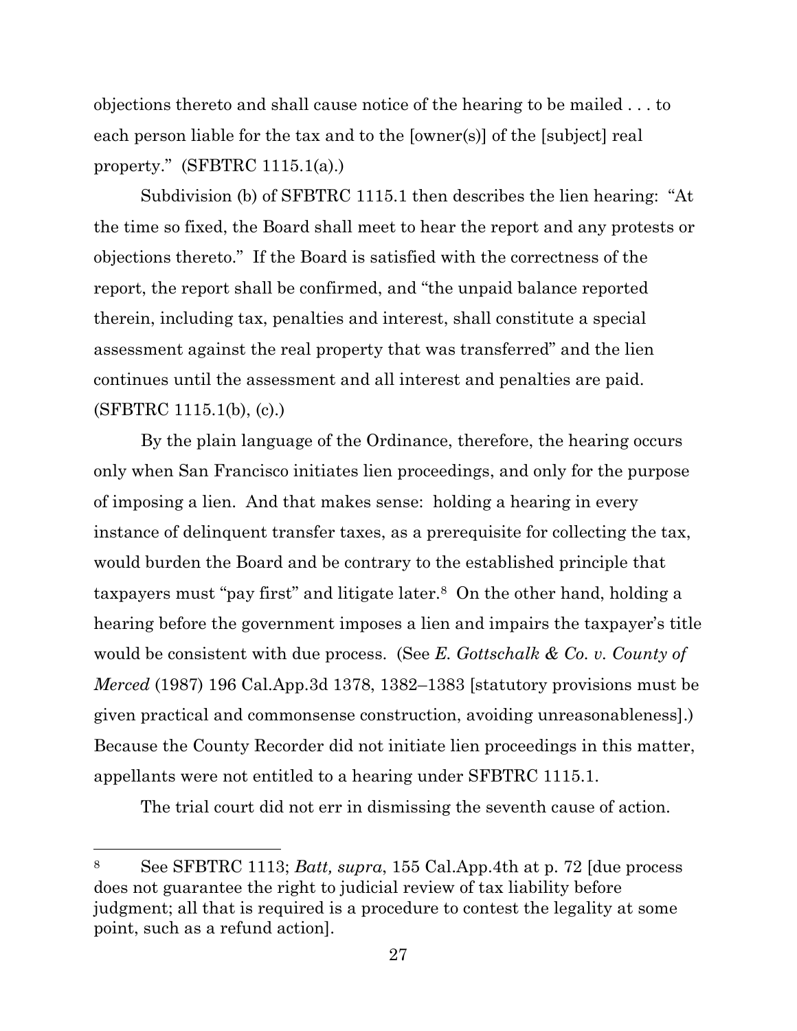objections thereto and shall cause notice of the hearing to be mailed . . . to each person liable for the tax and to the [owner(s)] of the [subject] real property." (SFBTRC 1115.1(a).)

Subdivision (b) of SFBTRC 1115.1 then describes the lien hearing: "At the time so fixed, the Board shall meet to hear the report and any protests or objections thereto." If the Board is satisfied with the correctness of the report, the report shall be confirmed, and "the unpaid balance reported therein, including tax, penalties and interest, shall constitute a special assessment against the real property that was transferred" and the lien continues until the assessment and all interest and penalties are paid. (SFBTRC 1115.1(b), (c).)

By the plain language of the Ordinance, therefore, the hearing occurs only when San Francisco initiates lien proceedings, and only for the purpose of imposing a lien. And that makes sense: holding a hearing in every instance of delinquent transfer taxes, as a prerequisite for collecting the tax, would burden the Board and be contrary to the established principle that taxpayers must "pay first" and litigate later.[8] On the other hand, holding a hearing before the government imposes a lien and impairs the taxpayer's title would be consistent with due process. (See *E. Gottschalk & Co. v. County of Merced* (1987) 196 Cal.App.3d 1378, 1382–1383 [statutory provisions must be given practical and commonsense construction, avoiding unreasonableness].) Because the County Recorder did not initiate lien proceedings in this matter, appellants were not entitled to a hearing under SFBTRC 1115.1.

The trial court did not err in dismissing the seventh cause of action.

---

[8] See SFBTRC 1113; *Batt, supra*, 155 Cal.App.4th at p. 72 [due process does not guarantee the right to judicial review of tax liability before judgment; all that is required is a procedure to contest the legality at some point, such as a refund action].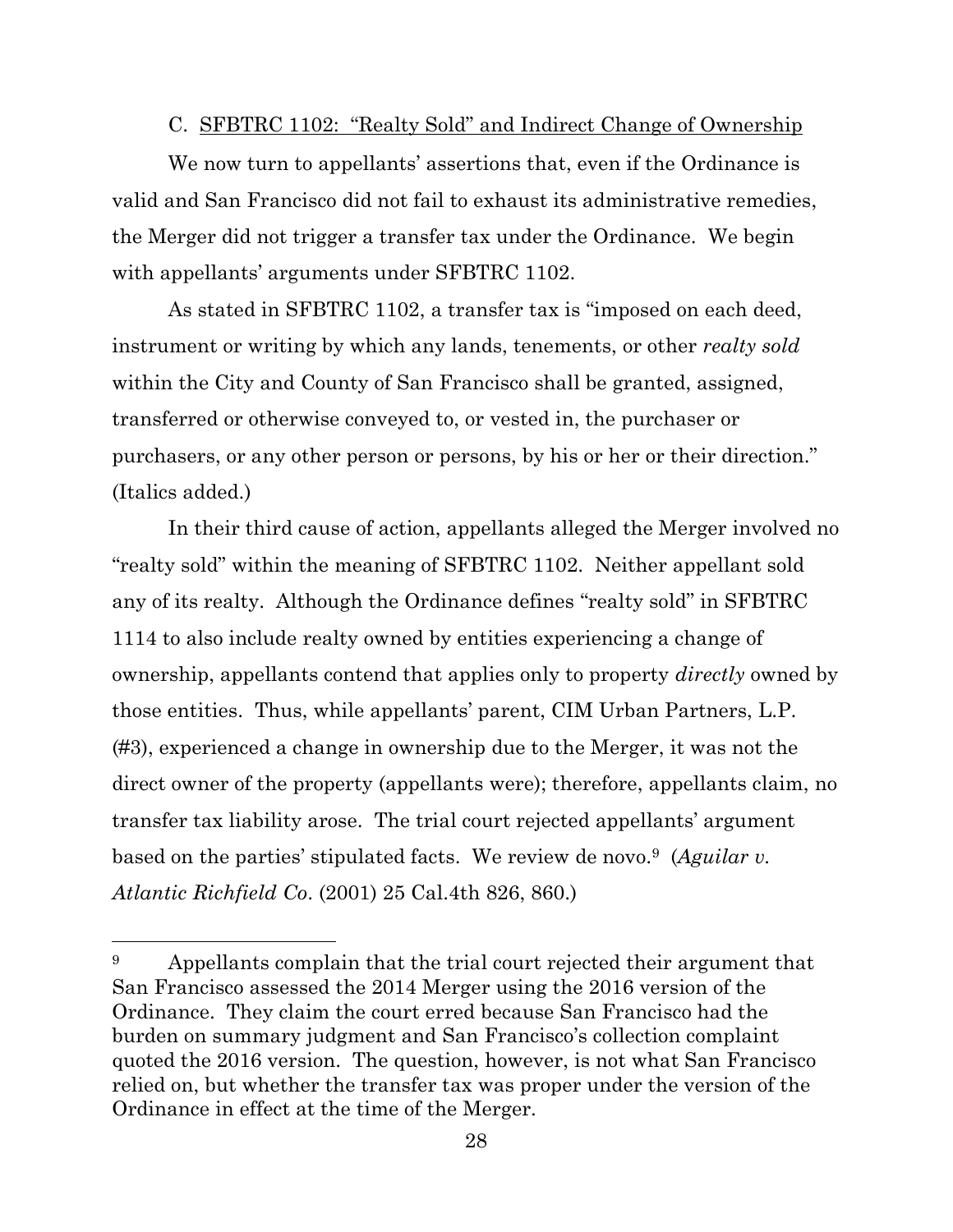### C. SFBTRC 1102: "Realty Sold" and Indirect Change of Ownership

We now turn to appellants' assertions that, even if the Ordinance is valid and San Francisco did not fail to exhaust its administrative remedies, the Merger did not trigger a transfer tax under the Ordinance. We begin with appellants' arguments under SFBTRC 1102.

As stated in SFBTRC 1102, a transfer tax is "imposed on each deed, instrument or writing by which any lands, tenements, or other *realty sold* within the City and County of San Francisco shall be granted, assigned, transferred or otherwise conveyed to, or vested in, the purchaser or purchasers, or any other person or persons, by his or her or their direction." (Italics added.)

In their third cause of action, appellants alleged the Merger involved no "realty sold" within the meaning of SFBTRC 1102. Neither appellant sold any of its realty. Although the Ordinance defines "realty sold" in SFBTRC 1114 to also include realty owned by entities experiencing a change of ownership, appellants contend that applies only to property *directly* owned by those entities. Thus, while appellants' parent, CIM Urban Partners, L.P. (#3), experienced a change in ownership due to the Merger, it was not the direct owner of the property (appellants were); therefore, appellants claim, no transfer tax liability arose. The trial court rejected appellants' argument based on the parties' stipulated facts. We review de novo.[9] (*Aguilar v. Atlantic Richfield Co*. (2001) 25 Cal.4th 826, 860.)

---

[9] Appellants complain that the trial court rejected their argument that San Francisco assessed the 2014 Merger using the 2016 version of the Ordinance. They claim the court erred because San Francisco had the burden on summary judgment and San Francisco's collection complaint quoted the 2016 version. The question, however, is not what San Francisco relied on, but whether the transfer tax was proper under the version of the Ordinance in effect at the time of the Merger.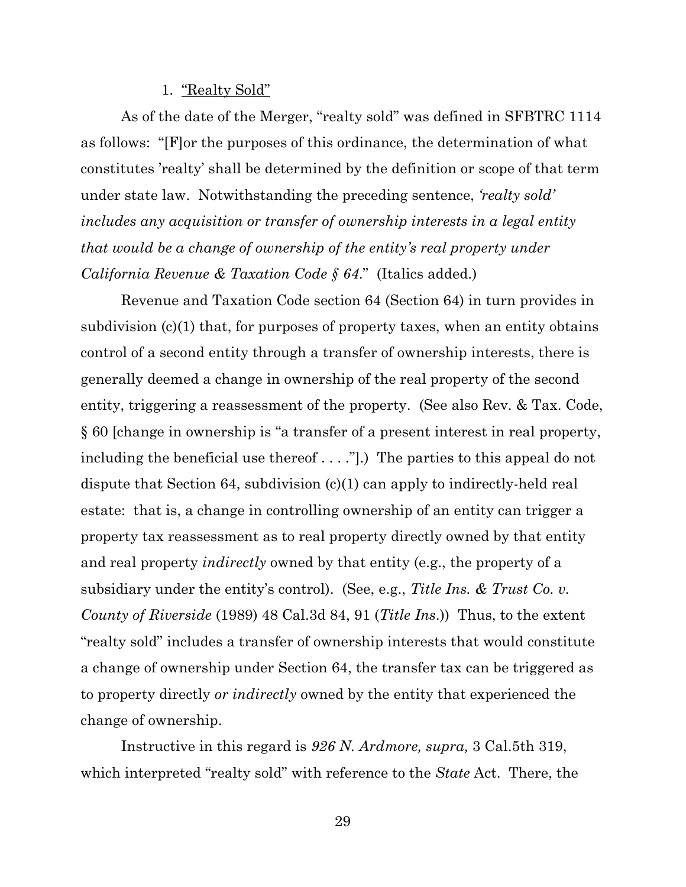1. <u>"Realty Sold"</u>

As of the date of the Merger, "realty sold" was defined in SFBTRC 1114 as follows: "[F]or the purposes of this ordinance, the determination of what constitutes 'realty' shall be determined by the definition or scope of that term under state law. Notwithstanding the preceding sentence, *'realty sold' includes any acquisition or transfer of ownership interests in a legal entity that would be a change of ownership of the entity's real property under California Revenue & Taxation Code § 64*." (Italics added.)

Revenue and Taxation Code section 64 (Section 64) in turn provides in subdivision (c)(1) that, for purposes of property taxes, when an entity obtains control of a second entity through a transfer of ownership interests, there is generally deemed a change in ownership of the real property of the second entity, triggering a reassessment of the property. (See also Rev. & Tax. Code, § 60 [change in ownership is "a transfer of a present interest in real property, including the beneficial use thereof . . . ."].) The parties to this appeal do not dispute that Section 64, subdivision (c)(1) can apply to indirectly-held real estate: that is, a change in controlling ownership of an entity can trigger a property tax reassessment as to real property directly owned by that entity and real property *indirectly* owned by that entity (e.g., the property of a subsidiary under the entity's control). (See, e.g., *Title Ins. & Trust Co. v. County of Riverside* (1989) 48 Cal.3d 84, 91 (*Title Ins.*)) Thus, to the extent "realty sold" includes a transfer of ownership interests that would constitute a change of ownership under Section 64, the transfer tax can be triggered as to property directly *or indirectly* owned by the entity that experienced the change of ownership.

Instructive in this regard is *926 N. Ardmore, supra,* 3 Cal.5th 319, which interpreted "realty sold" with reference to the *State* Act. There, the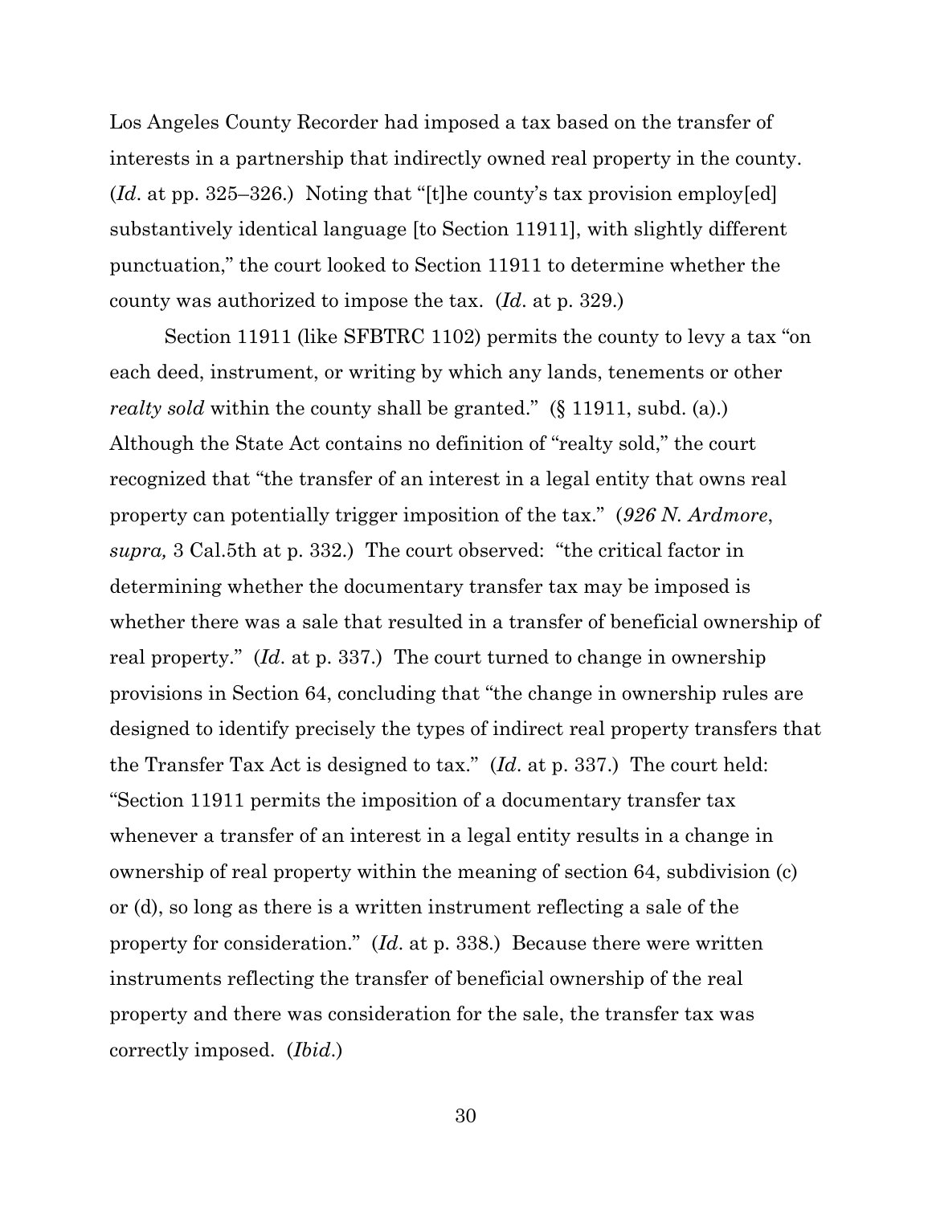Los Angeles County Recorder had imposed a tax based on the transfer of interests in a partnership that indirectly owned real property in the county. (*Id*. at pp. 325–326.) Noting that "[t]he county's tax provision employ[ed] substantively identical language [to Section 11911], with slightly different punctuation," the court looked to Section 11911 to determine whether the county was authorized to impose the tax. (*Id*. at p. 329.)

Section 11911 (like SFBTRC 1102) permits the county to levy a tax "on each deed, instrument, or writing by which any lands, tenements or other *realty sold* within the county shall be granted." (§ 11911, subd. (a).) Although the State Act contains no definition of "realty sold," the court recognized that "the transfer of an interest in a legal entity that owns real property can potentially trigger imposition of the tax." (*926 N. Ardmore*, *supra,* 3 Cal.5th at p. 332.) The court observed: "the critical factor in determining whether the documentary transfer tax may be imposed is whether there was a sale that resulted in a transfer of beneficial ownership of real property." (*Id*. at p. 337.) The court turned to change in ownership provisions in Section 64, concluding that "the change in ownership rules are designed to identify precisely the types of indirect real property transfers that the Transfer Tax Act is designed to tax." (*Id*. at p. 337.) The court held: "Section 11911 permits the imposition of a documentary transfer tax whenever a transfer of an interest in a legal entity results in a change in ownership of real property within the meaning of section 64, subdivision (c) or (d), so long as there is a written instrument reflecting a sale of the property for consideration." (*Id*. at p. 338.) Because there were written instruments reflecting the transfer of beneficial ownership of the real property and there was consideration for the sale, the transfer tax was correctly imposed. (*Ibid*.)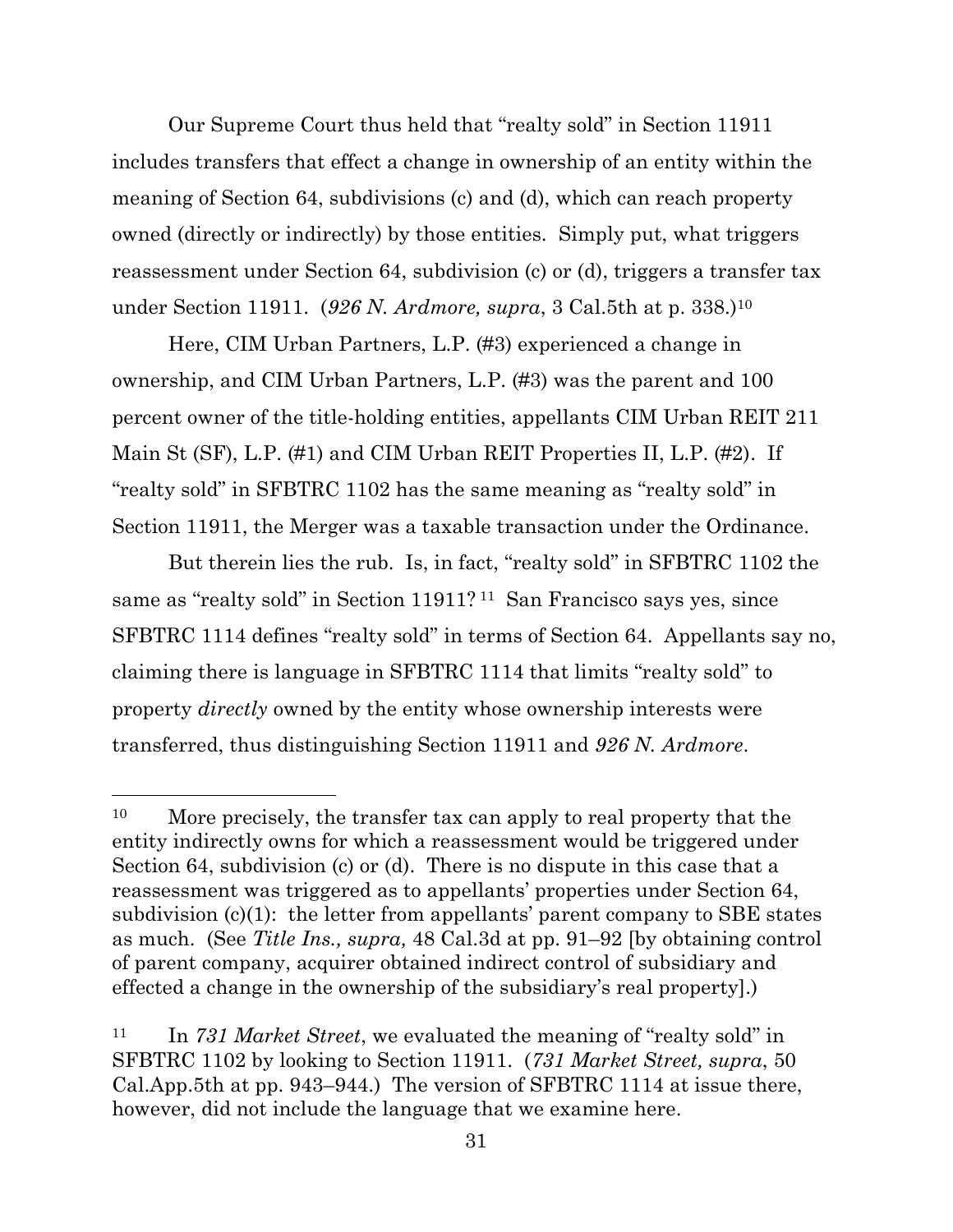Our Supreme Court thus held that "realty sold" in Section 11911 includes transfers that effect a change in ownership of an entity within the meaning of Section 64, subdivisions (c) and (d), which can reach property owned (directly or indirectly) by those entities. Simply put, what triggers reassessment under Section 64, subdivision (c) or (d), triggers a transfer tax under Section 11911. (*926 N. Ardmore, supra*, 3 Cal.5th at p. 338.)[10]

Here, CIM Urban Partners, L.P. (#3) experienced a change in ownership, and CIM Urban Partners, L.P. (#3) was the parent and 100 percent owner of the title-holding entities, appellants CIM Urban REIT 211 Main St (SF), L.P. (#1) and CIM Urban REIT Properties II, L.P. (#2). If "realty sold" in SFBTRC 1102 has the same meaning as "realty sold" in Section 11911, the Merger was a taxable transaction under the Ordinance.

But therein lies the rub. Is, in fact, "realty sold" in SFBTRC 1102 the same as "realty sold" in Section 11911?[11] San Francisco says yes, since SFBTRC 1114 defines "realty sold" in terms of Section 64. Appellants say no, claiming there is language in SFBTRC 1114 that limits "realty sold" to property *directly* owned by the entity whose ownership interests were transferred, thus distinguishing Section 11911 and *926 N. Ardmore*.

---

[10] More precisely, the transfer tax can apply to real property that the entity indirectly owns for which a reassessment would be triggered under Section 64, subdivision (c) or (d). There is no dispute in this case that a reassessment was triggered as to appellants' properties under Section 64, subdivision (c)(1): the letter from appellants' parent company to SBE states as much. (See *Title Ins., supra,* 48 Cal.3d at pp. 91–92 [by obtaining control of parent company, acquirer obtained indirect control of subsidiary and effected a change in the ownership of the subsidiary's real property].)

[11] In *731 Market Street*, we evaluated the meaning of "realty sold" in SFBTRC 1102 by looking to Section 11911. (*731 Market Street, supra*, 50 Cal.App.5th at pp. 943–944.) The version of SFBTRC 1114 at issue there, however, did not include the language that we examine here.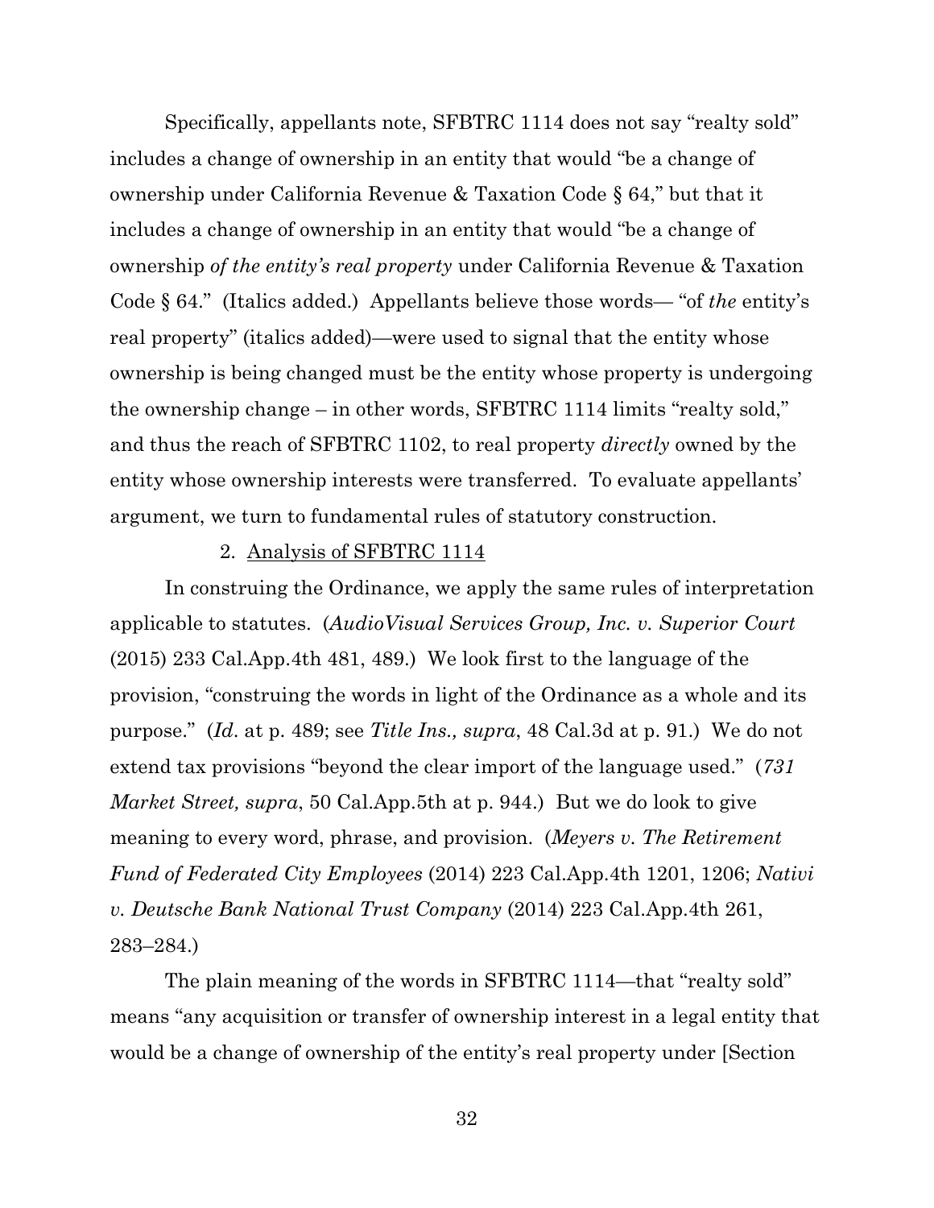Specifically, appellants note, SFBTRC 1114 does not say "realty sold" includes a change of ownership in an entity that would "be a change of ownership under California Revenue & Taxation Code § 64," but that it includes a change of ownership in an entity that would "be a change of ownership *of the entity's real property* under California Revenue & Taxation Code § 64." (Italics added.) Appellants believe those words— "of *the* entity's real property" (italics added)—were used to signal that the entity whose ownership is being changed must be the entity whose property is undergoing the ownership change – in other words, SFBTRC 1114 limits "realty sold," and thus the reach of SFBTRC 1102, to real property *directly* owned by the entity whose ownership interests were transferred. To evaluate appellants' argument, we turn to fundamental rules of statutory construction.

2. Analysis of SFBTRC 1114

In construing the Ordinance, we apply the same rules of interpretation applicable to statutes. (*AudioVisual Services Group, Inc. v. Superior Court* (2015) 233 Cal.App.4th 481, 489.) We look first to the language of the provision, "construing the words in light of the Ordinance as a whole and its purpose." (*Id*. at p. 489; see *Title Ins., supra*, 48 Cal.3d at p. 91.) We do not extend tax provisions "beyond the clear import of the language used." (*731 Market Street, supra*, 50 Cal.App.5th at p. 944.) But we do look to give meaning to every word, phrase, and provision. (*Meyers v. The Retirement Fund of Federated City Employees* (2014) 223 Cal.App.4th 1201, 1206; *Nativi v. Deutsche Bank National Trust Company* (2014) 223 Cal.App.4th 261, 283–284.)

The plain meaning of the words in SFBTRC 1114—that "realty sold" means "any acquisition or transfer of ownership interest in a legal entity that would be a change of ownership of the entity's real property under [Section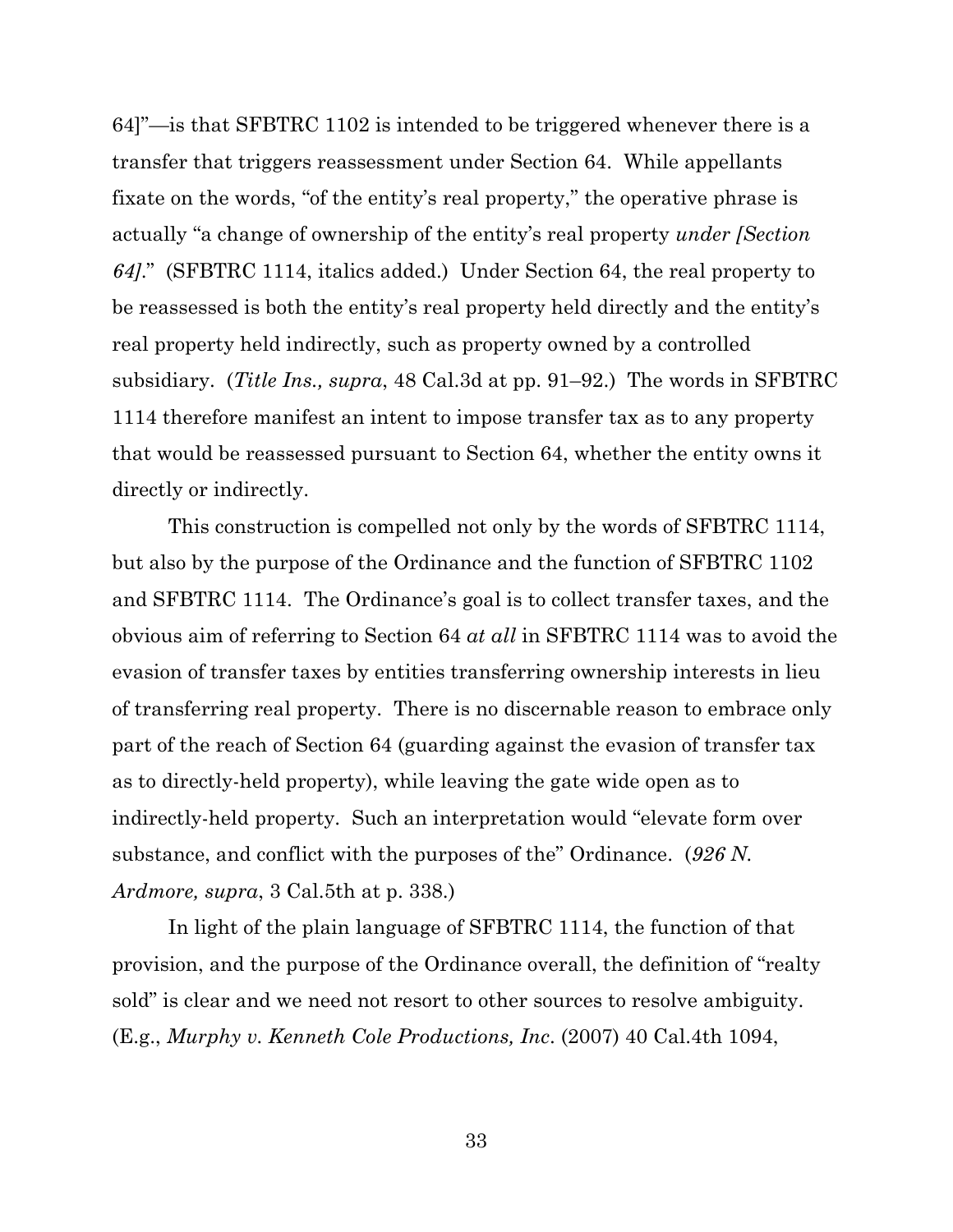64]"—is that SFBTRC 1102 is intended to be triggered whenever there is a transfer that triggers reassessment under Section 64. While appellants fixate on the words, "of the entity's real property," the operative phrase is actually "a change of ownership of the entity's real property *under [Section 64]*." (SFBTRC 1114, italics added.) Under Section 64, the real property to be reassessed is both the entity's real property held directly and the entity's real property held indirectly, such as property owned by a controlled subsidiary. (*Title Ins., supra*, 48 Cal.3d at pp. 91–92.) The words in SFBTRC 1114 therefore manifest an intent to impose transfer tax as to any property that would be reassessed pursuant to Section 64, whether the entity owns it directly or indirectly.

This construction is compelled not only by the words of SFBTRC 1114, but also by the purpose of the Ordinance and the function of SFBTRC 1102 and SFBTRC 1114. The Ordinance's goal is to collect transfer taxes, and the obvious aim of referring to Section 64 *at all* in SFBTRC 1114 was to avoid the evasion of transfer taxes by entities transferring ownership interests in lieu of transferring real property. There is no discernable reason to embrace only part of the reach of Section 64 (guarding against the evasion of transfer tax as to directly-held property), while leaving the gate wide open as to indirectly-held property. Such an interpretation would "elevate form over substance, and conflict with the purposes of the" Ordinance. (*926 N. Ardmore, supra*, 3 Cal.5th at p. 338.)

In light of the plain language of SFBTRC 1114, the function of that provision, and the purpose of the Ordinance overall, the definition of "realty sold" is clear and we need not resort to other sources to resolve ambiguity. (E.g., *Murphy v. Kenneth Cole Productions, Inc*. (2007) 40 Cal.4th 1094,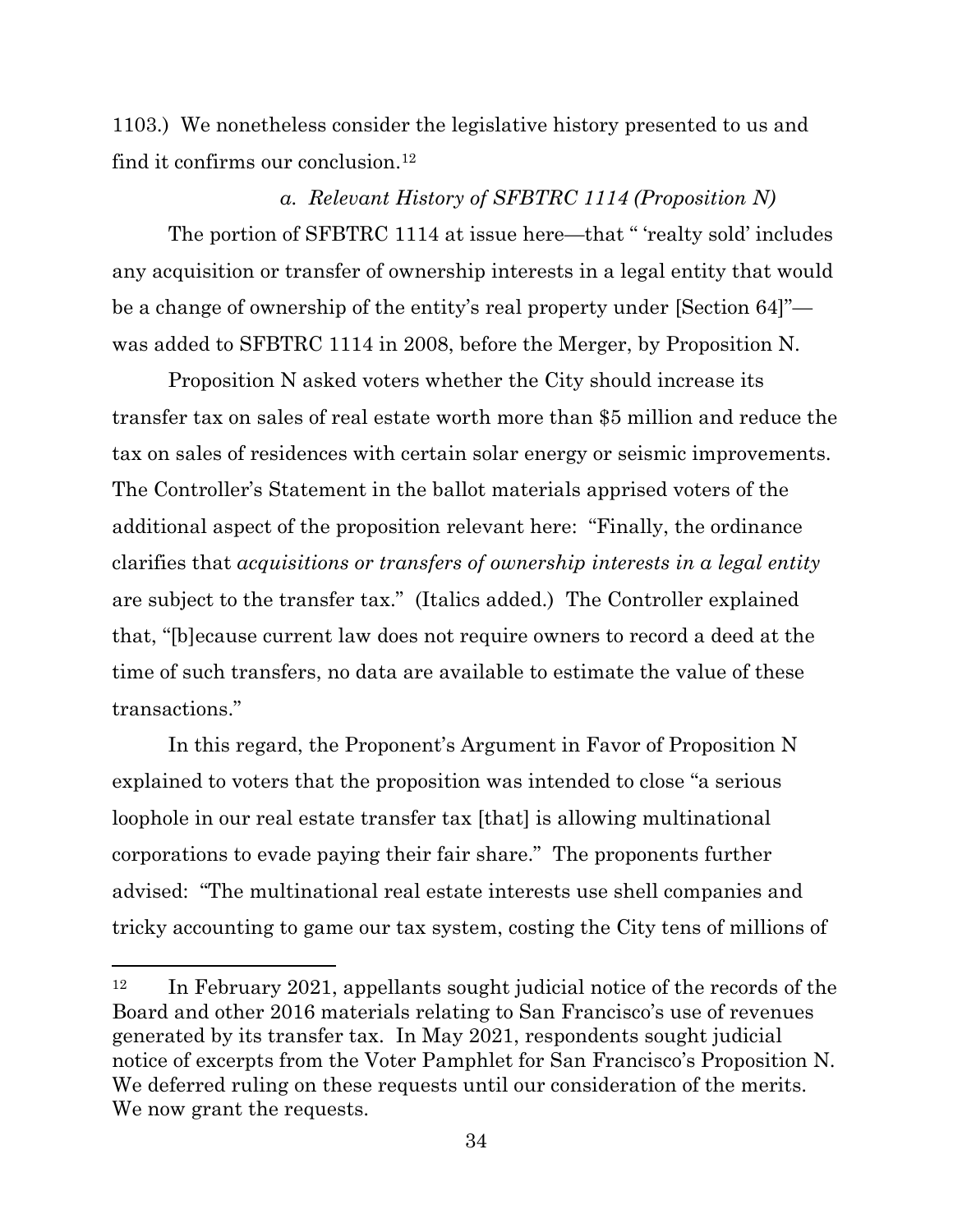1103.) We nonetheless consider the legislative history presented to us and find it confirms our conclusion.[12]

*a. Relevant History of SFBTRC 1114 (Proposition N)*

The portion of SFBTRC 1114 at issue here—that " 'realty sold' includes any acquisition or transfer of ownership interests in a legal entity that would be a change of ownership of the entity's real property under [Section 64]"—was added to SFBTRC 1114 in 2008, before the Merger, by Proposition N.

Proposition N asked voters whether the City should increase its transfer tax on sales of real estate worth more than $5 million and reduce the tax on sales of residences with certain solar energy or seismic improvements. The Controller's Statement in the ballot materials apprised voters of the additional aspect of the proposition relevant here: "Finally, the ordinance clarifies that *acquisitions or transfers of ownership interests in a legal entity* are subject to the transfer tax." (Italics added.) The Controller explained that, "[b]ecause current law does not require owners to record a deed at the time of such transfers, no data are available to estimate the value of these transactions."

In this regard, the Proponent's Argument in Favor of Proposition N explained to voters that the proposition was intended to close "a serious loophole in our real estate transfer tax [that] is allowing multinational corporations to evade paying their fair share." The proponents further advised: "The multinational real estate interests use shell companies and tricky accounting to game our tax system, costing the City tens of millions of

---

[12] In February 2021, appellants sought judicial notice of the records of the Board and other 2016 materials relating to San Francisco's use of revenues generated by its transfer tax. In May 2021, respondents sought judicial notice of excerpts from the Voter Pamphlet for San Francisco's Proposition N. We deferred ruling on these requests until our consideration of the merits. We now grant the requests.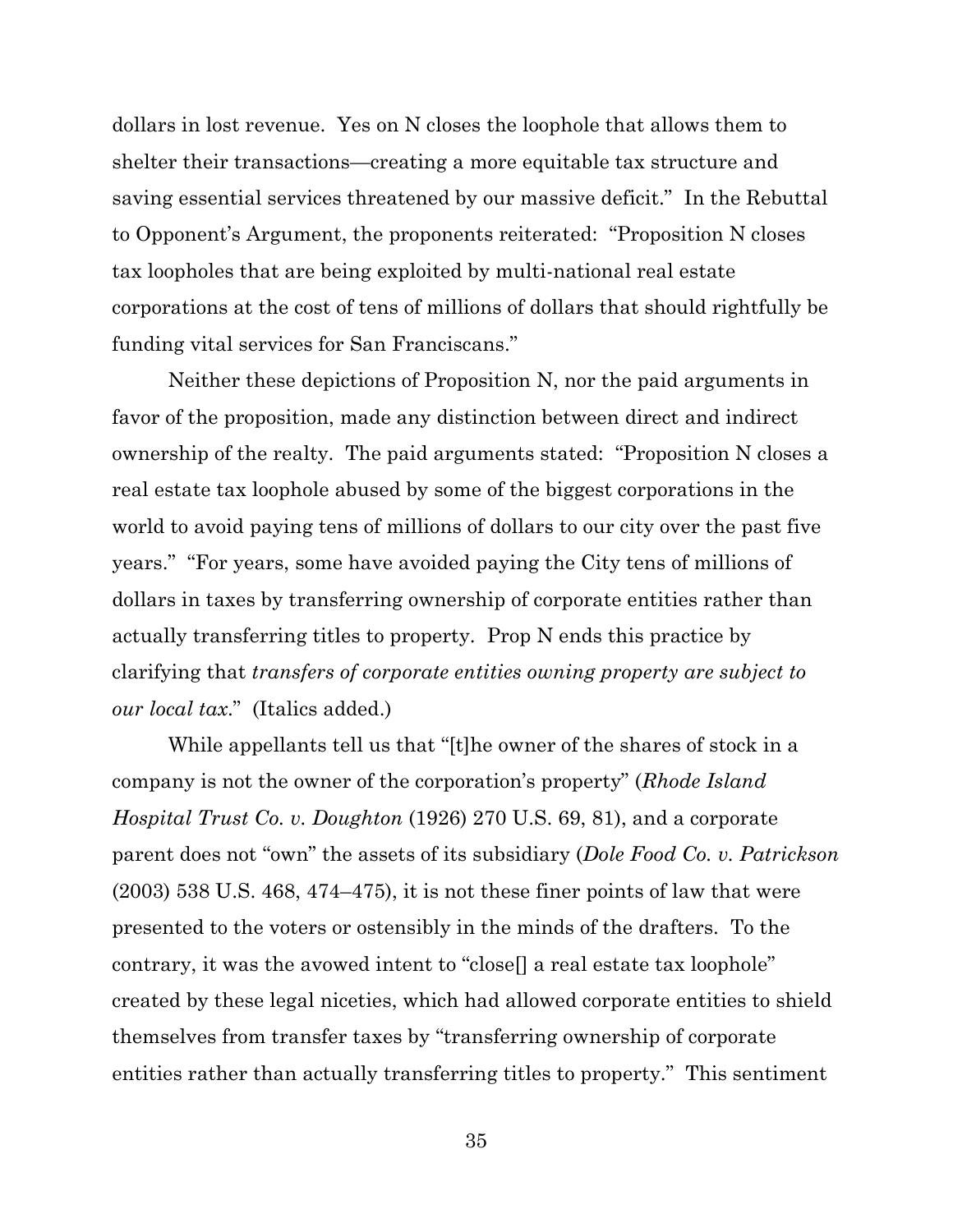dollars in lost revenue. Yes on N closes the loophole that allows them to shelter their transactions—creating a more equitable tax structure and saving essential services threatened by our massive deficit." In the Rebuttal to Opponent's Argument, the proponents reiterated: "Proposition N closes tax loopholes that are being exploited by multi-national real estate corporations at the cost of tens of millions of dollars that should rightfully be funding vital services for San Franciscans."

Neither these depictions of Proposition N, nor the paid arguments in favor of the proposition, made any distinction between direct and indirect ownership of the realty. The paid arguments stated: "Proposition N closes a real estate tax loophole abused by some of the biggest corporations in the world to avoid paying tens of millions of dollars to our city over the past five years." "For years, some have avoided paying the City tens of millions of dollars in taxes by transferring ownership of corporate entities rather than actually transferring titles to property. Prop N ends this practice by clarifying that *transfers of corporate entities owning property are subject to our local tax*." (Italics added.)

While appellants tell us that "[t]he owner of the shares of stock in a company is not the owner of the corporation's property" (*Rhode Island Hospital Trust Co. v. Doughton* (1926) 270 U.S. 69, 81), and a corporate parent does not "own" the assets of its subsidiary (*Dole Food Co. v. Patrickson* (2003) 538 U.S. 468, 474–475), it is not these finer points of law that were presented to the voters or ostensibly in the minds of the drafters. To the contrary, it was the avowed intent to "close[] a real estate tax loophole" created by these legal niceties, which had allowed corporate entities to shield themselves from transfer taxes by "transferring ownership of corporate entities rather than actually transferring titles to property." This sentiment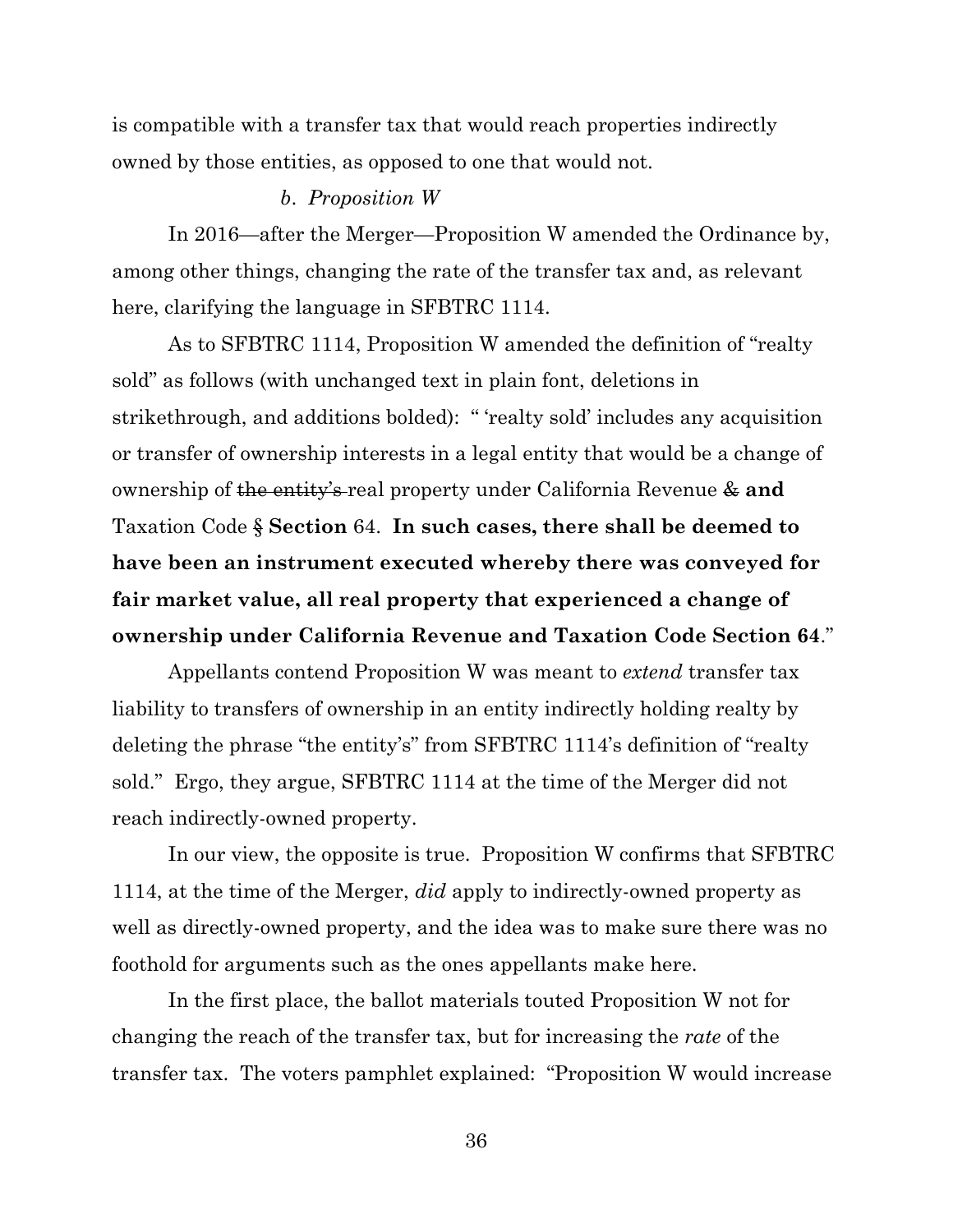is compatible with a transfer tax that would reach properties indirectly owned by those entities, as opposed to one that would not.

*b. Proposition W*

In 2016—after the Merger—Proposition W amended the Ordinance by, among other things, changing the rate of the transfer tax and, as relevant here, clarifying the language in SFBTRC 1114.

As to SFBTRC 1114, Proposition W amended the definition of "realty sold" as follows (with unchanged text in plain font, deletions in strikethrough, and additions bolded): " 'realty sold' includes any acquisition or transfer of ownership interests in a legal entity that would be a change of ownership of ~~the entity's~~ real property under California Revenue ~~&~~ **and** Taxation Code ~~§~~ **Section** 64. **In such cases, there shall be deemed to have been an instrument executed whereby there was conveyed for fair market value, all real property that experienced a change of ownership under California Revenue and Taxation Code Section 64**."

Appellants contend Proposition W was meant to *extend* transfer tax liability to transfers of ownership in an entity indirectly holding realty by deleting the phrase "the entity's" from SFBTRC 1114's definition of "realty sold." Ergo, they argue, SFBTRC 1114 at the time of the Merger did not reach indirectly-owned property.

In our view, the opposite is true. Proposition W confirms that SFBTRC 1114, at the time of the Merger, *did* apply to indirectly-owned property as well as directly-owned property, and the idea was to make sure there was no foothold for arguments such as the ones appellants make here.

In the first place, the ballot materials touted Proposition W not for changing the reach of the transfer tax, but for increasing the *rate* of the transfer tax. The voters pamphlet explained: "Proposition W would increase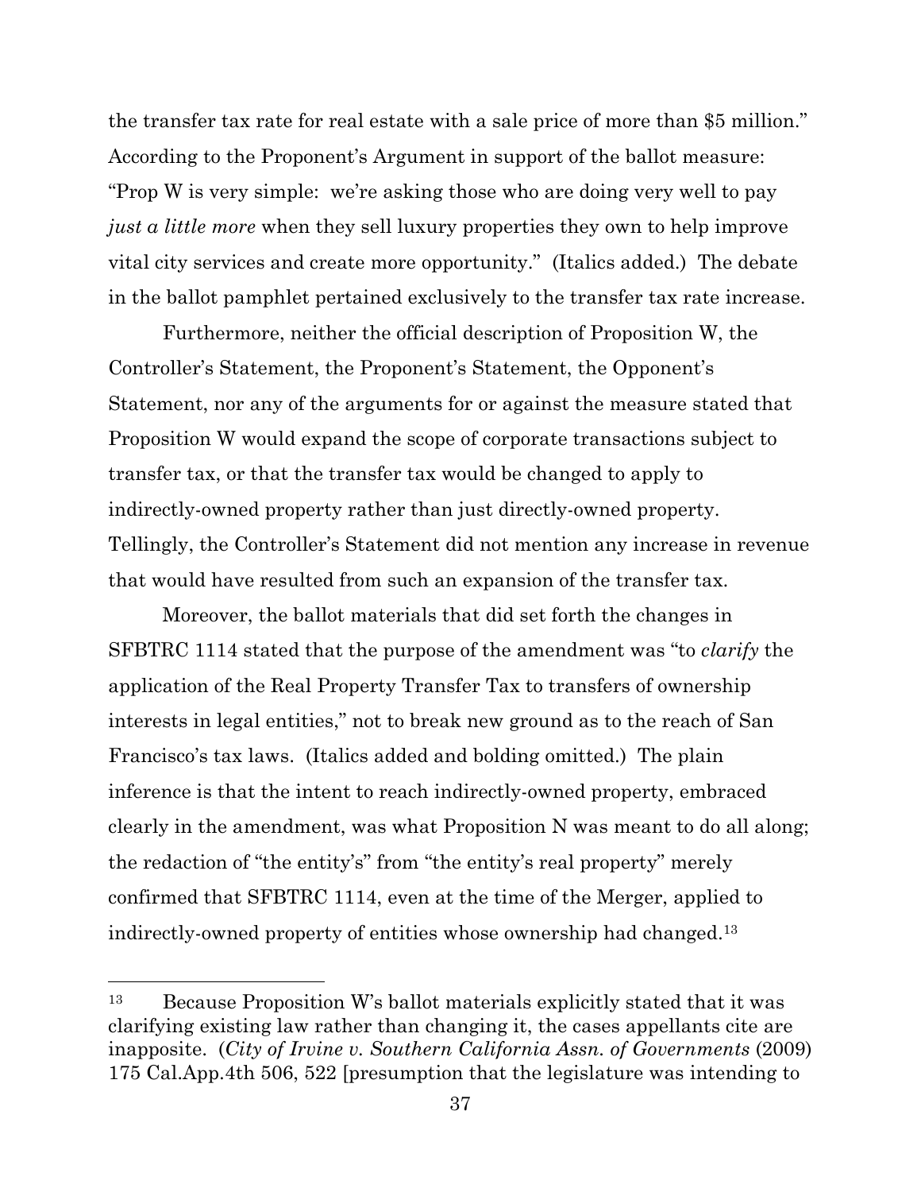the transfer tax rate for real estate with a sale price of more than $5 million." According to the Proponent's Argument in support of the ballot measure: "Prop W is very simple: we're asking those who are doing very well to pay *just a little more* when they sell luxury properties they own to help improve vital city services and create more opportunity." (Italics added.) The debate in the ballot pamphlet pertained exclusively to the transfer tax rate increase.

Furthermore, neither the official description of Proposition W, the Controller's Statement, the Proponent's Statement, the Opponent's Statement, nor any of the arguments for or against the measure stated that Proposition W would expand the scope of corporate transactions subject to transfer tax, or that the transfer tax would be changed to apply to indirectly-owned property rather than just directly-owned property. Tellingly, the Controller's Statement did not mention any increase in revenue that would have resulted from such an expansion of the transfer tax.

Moreover, the ballot materials that did set forth the changes in SFBTRC 1114 stated that the purpose of the amendment was "to *clarify* the application of the Real Property Transfer Tax to transfers of ownership interests in legal entities," not to break new ground as to the reach of San Francisco's tax laws. (Italics added and bolding omitted.) The plain inference is that the intent to reach indirectly-owned property, embraced clearly in the amendment, was what Proposition N was meant to do all along; the redaction of "the entity's" from "the entity's real property" merely confirmed that SFBTRC 1114, even at the time of the Merger, applied to indirectly-owned property of entities whose ownership had changed.[13]

---

[13] Because Proposition W's ballot materials explicitly stated that it was clarifying existing law rather than changing it, the cases appellants cite are inapposite. (*City of Irvine v. Southern California Assn. of Governments* (2009) 175 Cal.App.4th 506, 522 [presumption that the legislature was intending to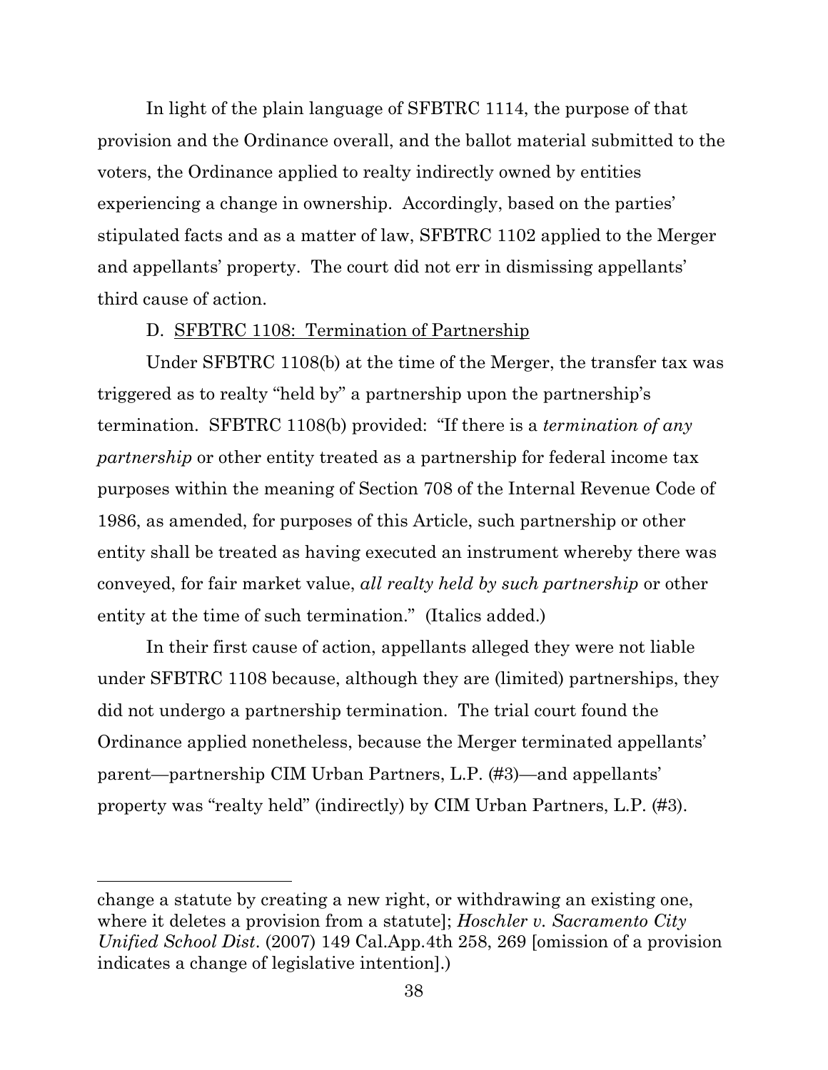In light of the plain language of SFBTRC 1114, the purpose of that provision and the Ordinance overall, and the ballot material submitted to the voters, the Ordinance applied to realty indirectly owned by entities experiencing a change in ownership. Accordingly, based on the parties' stipulated facts and as a matter of law, SFBTRC 1102 applied to the Merger and appellants' property. The court did not err in dismissing appellants' third cause of action.

D. SFBTRC 1108: Termination of Partnership

Under SFBTRC 1108(b) at the time of the Merger, the transfer tax was triggered as to realty "held by" a partnership upon the partnership's termination. SFBTRC 1108(b) provided: "If there is a *termination of any partnership* or other entity treated as a partnership for federal income tax purposes within the meaning of Section 708 of the Internal Revenue Code of 1986, as amended, for purposes of this Article, such partnership or other entity shall be treated as having executed an instrument whereby there was conveyed, for fair market value, *all realty held by such partnership* or other entity at the time of such termination." (Italics added.)

In their first cause of action, appellants alleged they were not liable under SFBTRC 1108 because, although they are (limited) partnerships, they did not undergo a partnership termination. The trial court found the Ordinance applied nonetheless, because the Merger terminated appellants' parent—partnership CIM Urban Partners, L.P. (#3)—and appellants' property was "realty held" (indirectly) by CIM Urban Partners, L.P. (#3).

---

change a statute by creating a new right, or withdrawing an existing one, where it deletes a provision from a statute]; *Hoschler v. Sacramento City Unified School Dist*. (2007) 149 Cal.App.4th 258, 269 [omission of a provision indicates a change of legislative intention].)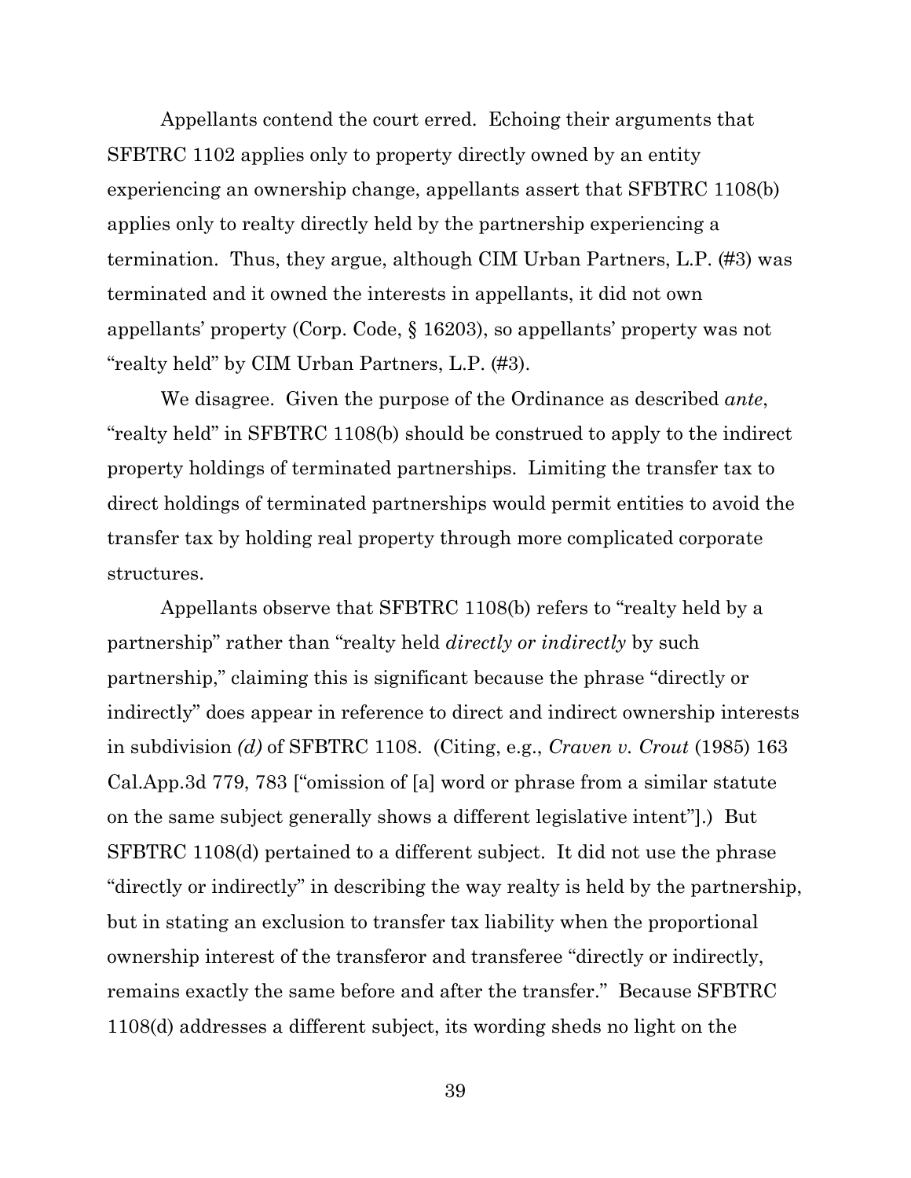Appellants contend the court erred. Echoing their arguments that SFBTRC 1102 applies only to property directly owned by an entity experiencing an ownership change, appellants assert that SFBTRC 1108(b) applies only to realty directly held by the partnership experiencing a termination. Thus, they argue, although CIM Urban Partners, L.P. (#3) was terminated and it owned the interests in appellants, it did not own appellants' property (Corp. Code, § 16203), so appellants' property was not "realty held" by CIM Urban Partners, L.P. (#3).

We disagree. Given the purpose of the Ordinance as described *ante*, "realty held" in SFBTRC 1108(b) should be construed to apply to the indirect property holdings of terminated partnerships. Limiting the transfer tax to direct holdings of terminated partnerships would permit entities to avoid the transfer tax by holding real property through more complicated corporate structures.

Appellants observe that SFBTRC 1108(b) refers to "realty held by a partnership" rather than "realty held *directly or indirectly* by such partnership," claiming this is significant because the phrase "directly or indirectly" does appear in reference to direct and indirect ownership interests in subdivision *(d)* of SFBTRC 1108. (Citing, e.g., *Craven v. Crout* (1985) 163 Cal.App.3d 779, 783 ["omission of [a] word or phrase from a similar statute on the same subject generally shows a different legislative intent"].) But SFBTRC 1108(d) pertained to a different subject. It did not use the phrase "directly or indirectly" in describing the way realty is held by the partnership, but in stating an exclusion to transfer tax liability when the proportional ownership interest of the transferor and transferee "directly or indirectly, remains exactly the same before and after the transfer." Because SFBTRC 1108(d) addresses a different subject, its wording sheds no light on the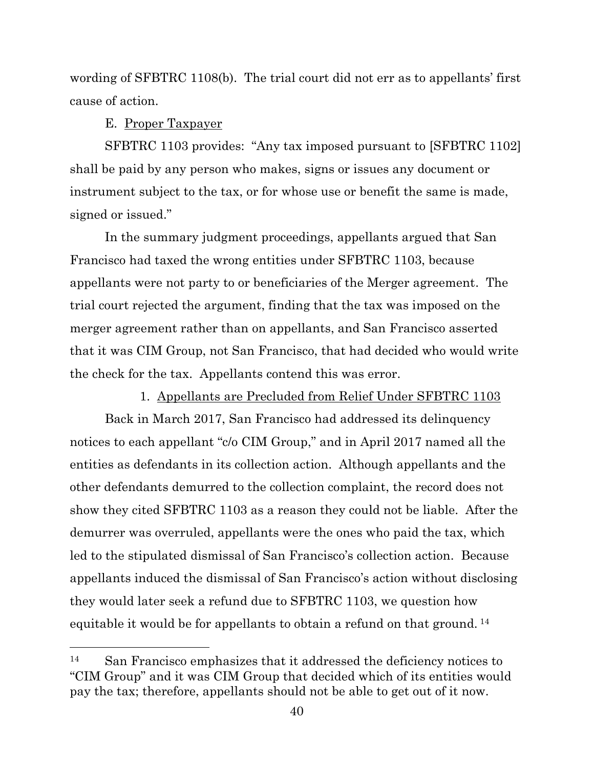wording of SFBTRC 1108(b). The trial court did not err as to appellants' first cause of action.

E. <u>Proper Taxpayer</u>

SFBTRC 1103 provides: "Any tax imposed pursuant to [SFBTRC 1102] shall be paid by any person who makes, signs or issues any document or instrument subject to the tax, or for whose use or benefit the same is made, signed or issued."

In the summary judgment proceedings, appellants argued that San Francisco had taxed the wrong entities under SFBTRC 1103, because appellants were not party to or beneficiaries of the Merger agreement. The trial court rejected the argument, finding that the tax was imposed on the merger agreement rather than on appellants, and San Francisco asserted that it was CIM Group, not San Francisco, that had decided who would write the check for the tax. Appellants contend this was error.

1. <u>Appellants are Precluded from Relief Under SFBTRC 1103</u>

Back in March 2017, San Francisco had addressed its delinquency notices to each appellant "c/o CIM Group," and in April 2017 named all the entities as defendants in its collection action. Although appellants and the other defendants demurred to the collection complaint, the record does not show they cited SFBTRC 1103 as a reason they could not be liable. After the demurrer was overruled, appellants were the ones who paid the tax, which led to the stipulated dismissal of San Francisco's collection action. Because appellants induced the dismissal of San Francisco's action without disclosing they would later seek a refund due to SFBTRC 1103, we question how equitable it would be for appellants to obtain a refund on that ground. [14]

---

[14] San Francisco emphasizes that it addressed the deficiency notices to "CIM Group" and it was CIM Group that decided which of its entities would pay the tax; therefore, appellants should not be able to get out of it now.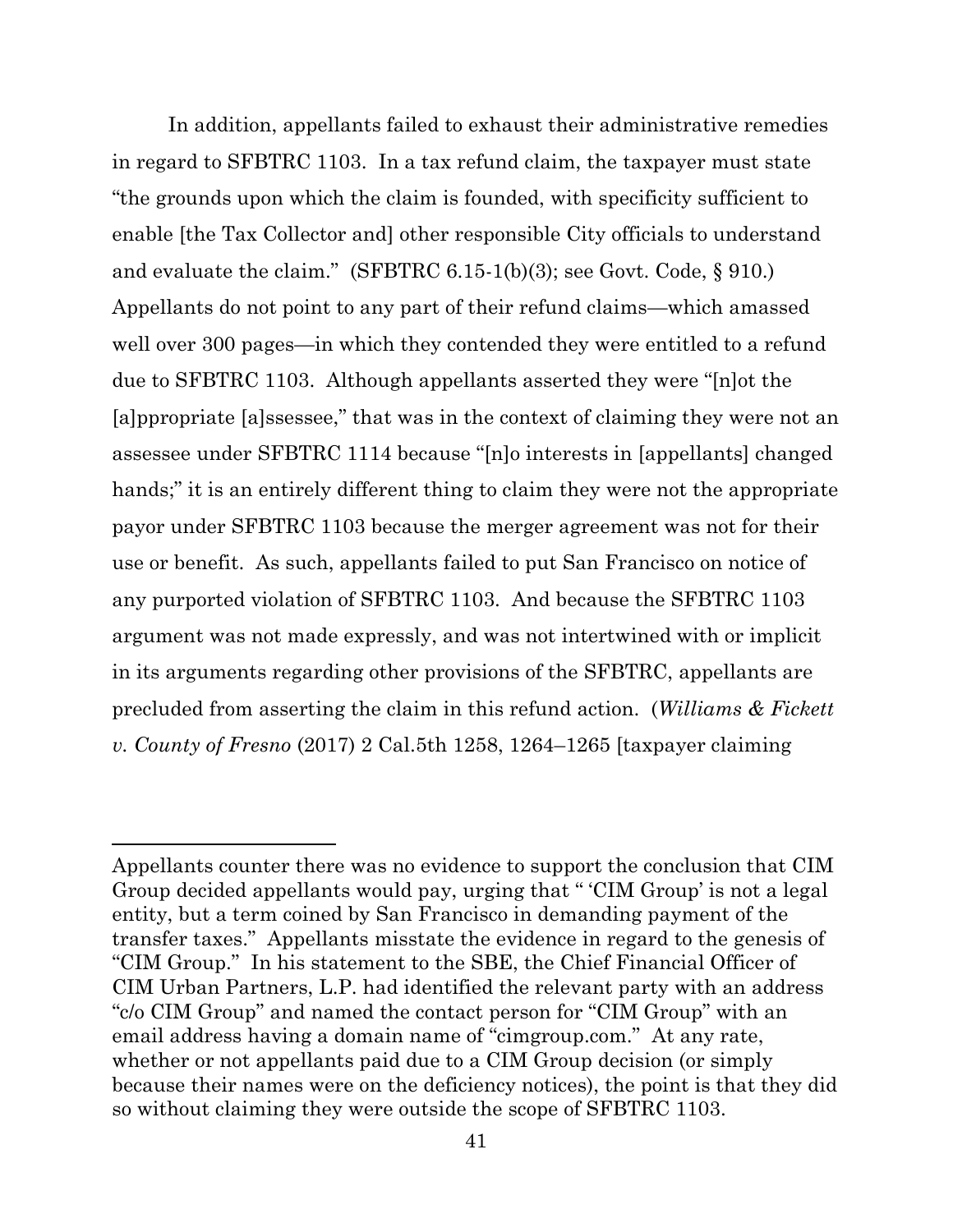In addition, appellants failed to exhaust their administrative remedies in regard to SFBTRC 1103. In a tax refund claim, the taxpayer must state "the grounds upon which the claim is founded, with specificity sufficient to enable [the Tax Collector and] other responsible City officials to understand and evaluate the claim." (SFBTRC 6.15-1(b)(3); see Govt. Code, § 910.) Appellants do not point to any part of their refund claims—which amassed well over 300 pages—in which they contended they were entitled to a refund due to SFBTRC 1103. Although appellants asserted they were "[n]ot the [a]ppropriate [a]ssessee," that was in the context of claiming they were not an assessee under SFBTRC 1114 because "[n]o interests in [appellants] changed hands;" it is an entirely different thing to claim they were not the appropriate payor under SFBTRC 1103 because the merger agreement was not for their use or benefit. As such, appellants failed to put San Francisco on notice of any purported violation of SFBTRC 1103. And because the SFBTRC 1103 argument was not made expressly, and was not intertwined with or implicit in its arguments regarding other provisions of the SFBTRC, appellants are precluded from asserting the claim in this refund action. (*Williams & Fickett v. County of Fresno* (2017) 2 Cal.5th 1258, 1264–1265 [taxpayer claiming

---

Appellants counter there was no evidence to support the conclusion that CIM Group decided appellants would pay, urging that " 'CIM Group' is not a legal entity, but a term coined by San Francisco in demanding payment of the transfer taxes." Appellants misstate the evidence in regard to the genesis of "CIM Group." In his statement to the SBE, the Chief Financial Officer of CIM Urban Partners, L.P. had identified the relevant party with an address "c/o CIM Group" and named the contact person for "CIM Group" with an email address having a domain name of "cimgroup.com." At any rate, whether or not appellants paid due to a CIM Group decision (or simply because their names were on the deficiency notices), the point is that they did so without claiming they were outside the scope of SFBTRC 1103.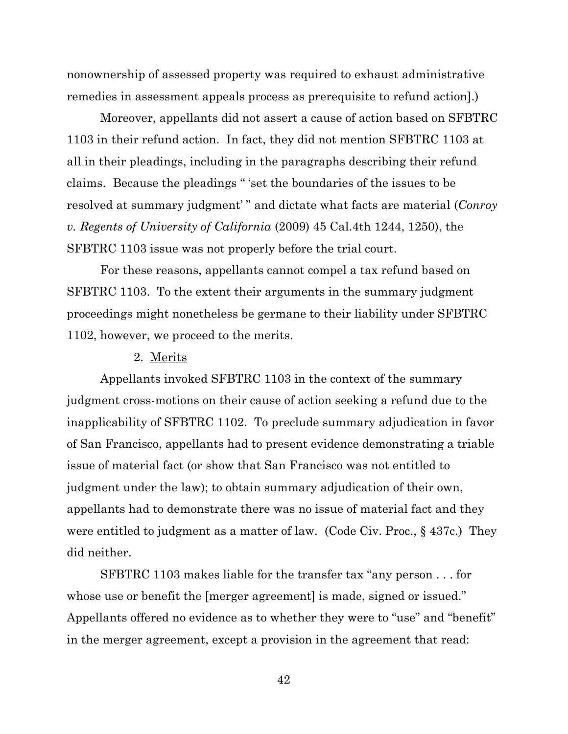nonownership of assessed property was required to exhaust administrative remedies in assessment appeals process as prerequisite to refund action].)

Moreover, appellants did not assert a cause of action based on SFBTRC 1103 in their refund action. In fact, they did not mention SFBTRC 1103 at all in their pleadings, including in the paragraphs describing their refund claims. Because the pleadings " 'set the boundaries of the issues to be resolved at summary judgment' " and dictate what facts are material (*Conroy v. Regents of University of California* (2009) 45 Cal.4th 1244, 1250), the SFBTRC 1103 issue was not properly before the trial court.

For these reasons, appellants cannot compel a tax refund based on SFBTRC 1103. To the extent their arguments in the summary judgment proceedings might nonetheless be germane to their liability under SFBTRC 1102, however, we proceed to the merits.

2. Merits

Appellants invoked SFBTRC 1103 in the context of the summary judgment cross-motions on their cause of action seeking a refund due to the inapplicability of SFBTRC 1102. To preclude summary adjudication in favor of San Francisco, appellants had to present evidence demonstrating a triable issue of material fact (or show that San Francisco was not entitled to judgment under the law); to obtain summary adjudication of their own, appellants had to demonstrate there was no issue of material fact and they were entitled to judgment as a matter of law. (Code Civ. Proc., § 437c.) They did neither.

SFBTRC 1103 makes liable for the transfer tax "any person . . . for whose use or benefit the [merger agreement] is made, signed or issued." Appellants offered no evidence as to whether they were to "use" and "benefit" in the merger agreement, except a provision in the agreement that read: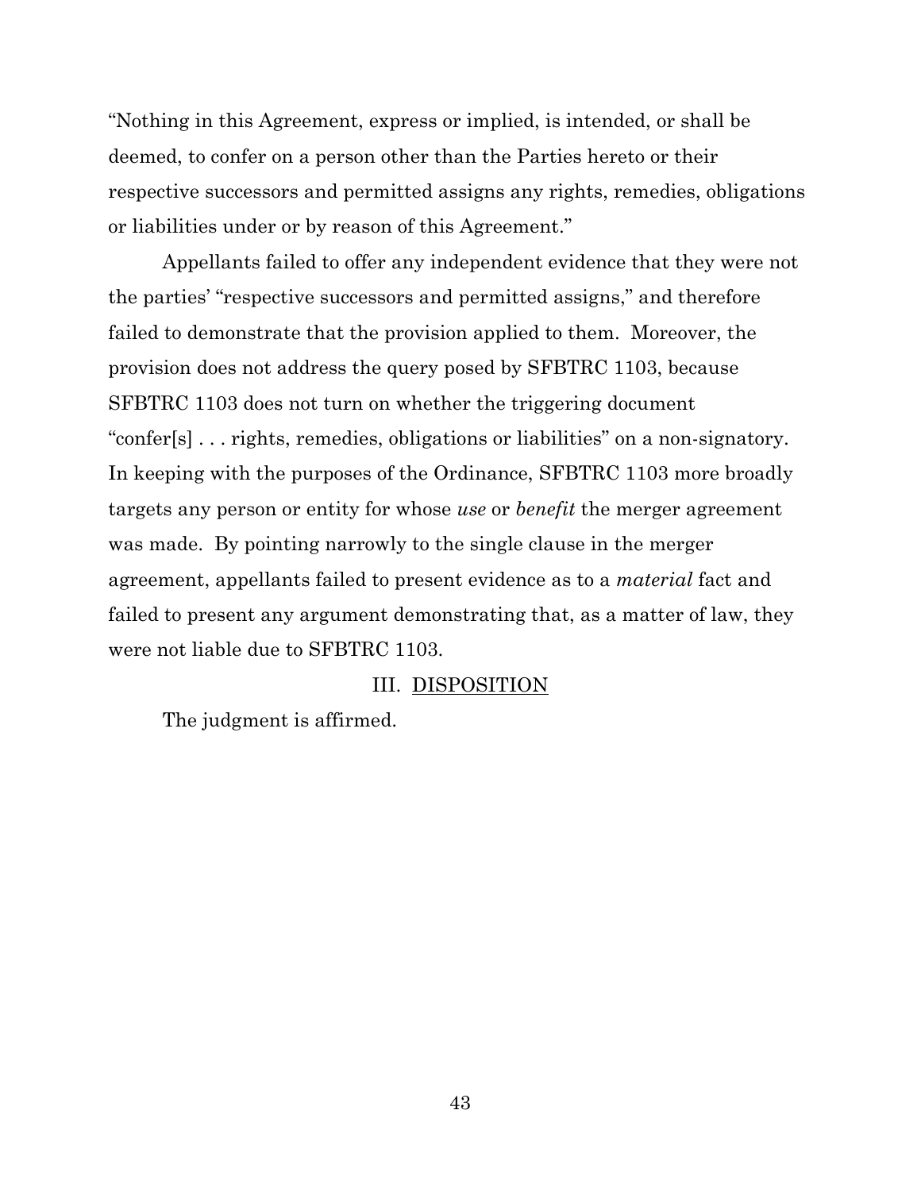"Nothing in this Agreement, express or implied, is intended, or shall be deemed, to confer on a person other than the Parties hereto or their respective successors and permitted assigns any rights, remedies, obligations or liabilities under or by reason of this Agreement."

Appellants failed to offer any independent evidence that they were not the parties' "respective successors and permitted assigns," and therefore failed to demonstrate that the provision applied to them. Moreover, the provision does not address the query posed by SFBTRC 1103, because SFBTRC 1103 does not turn on whether the triggering document "confer[s] . . . rights, remedies, obligations or liabilities" on a non-signatory. In keeping with the purposes of the Ordinance, SFBTRC 1103 more broadly targets any person or entity for whose *use* or *benefit* the merger agreement was made. By pointing narrowly to the single clause in the merger agreement, appellants failed to present evidence as to a *material* fact and failed to present any argument demonstrating that, as a matter of law, they were not liable due to SFBTRC 1103.

## III. DISPOSITION

The judgment is affirmed.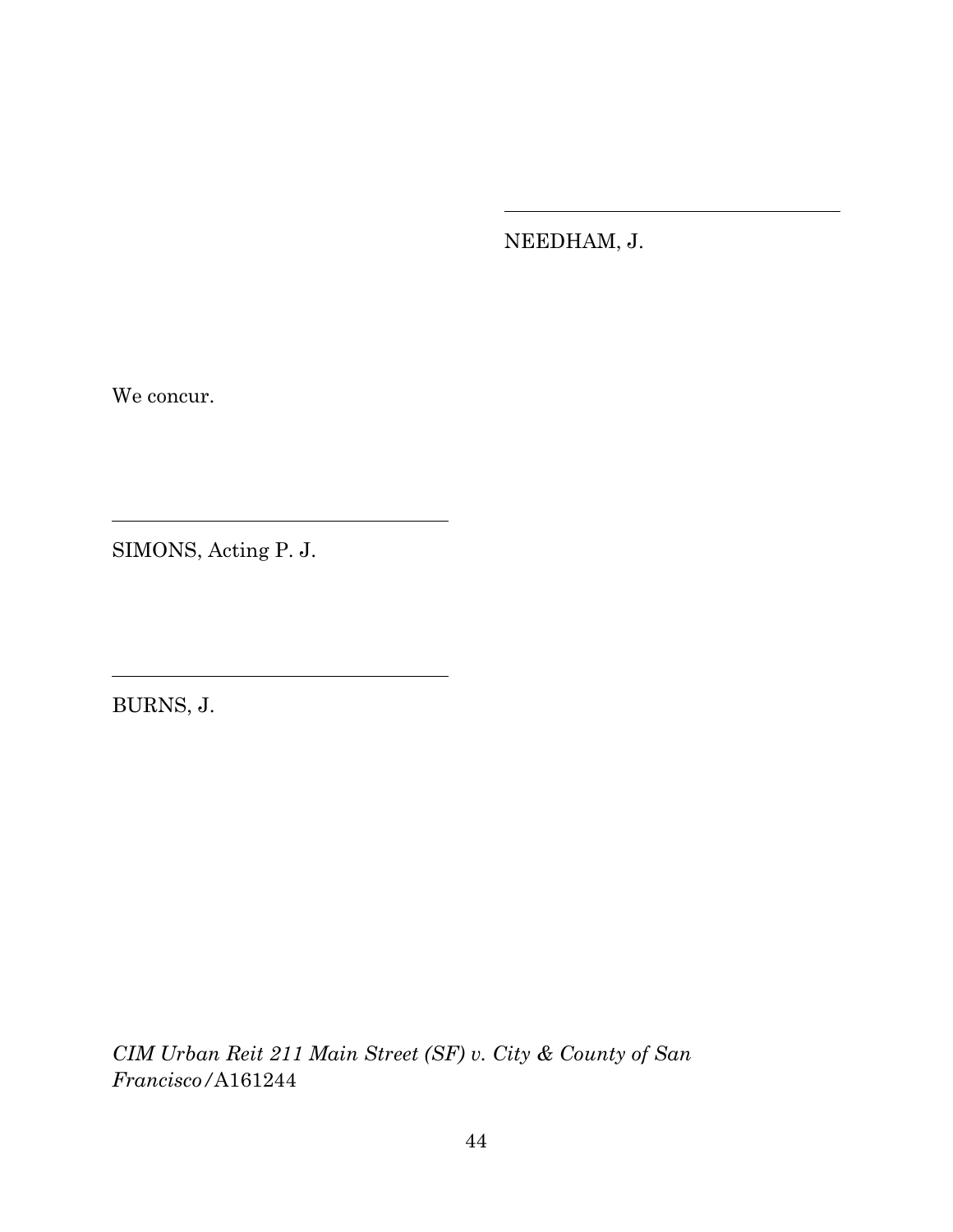NEEDHAM, J.

We concur.

SIMONS, Acting P. J.

BURNS, J.

*CIM Urban Reit 211 Main Street (SF) v. City & County of San Francisco*/A161244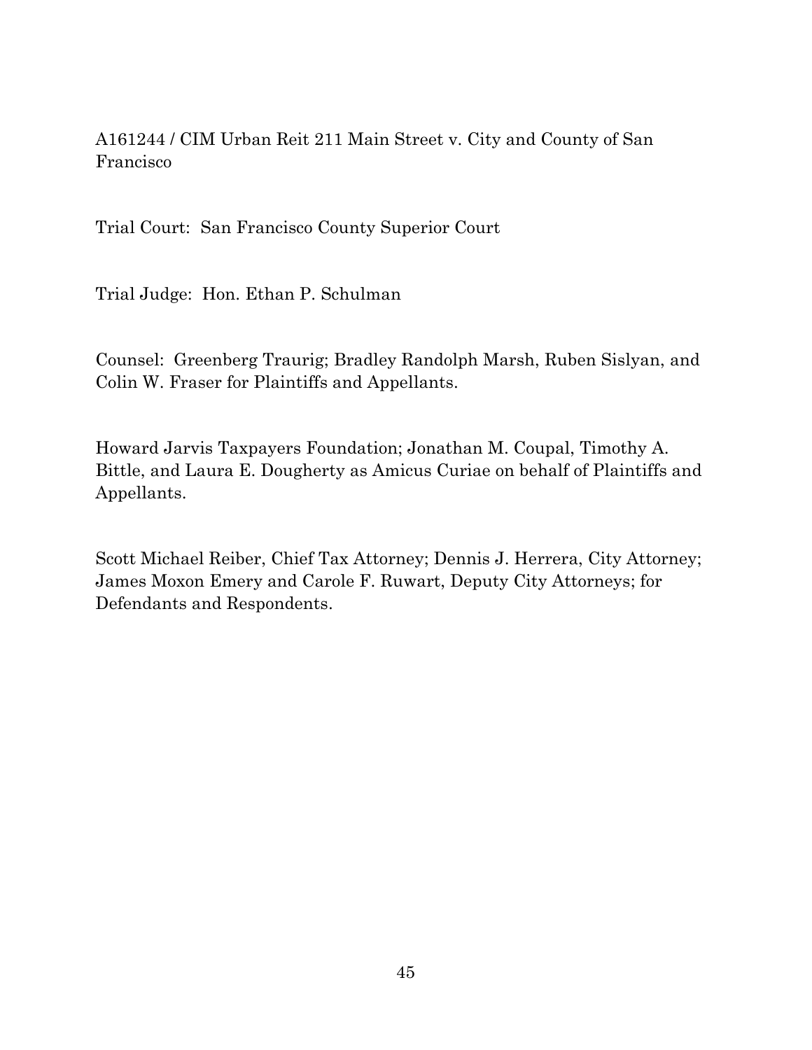A161244 / CIM Urban Reit 211 Main Street v. City and County of San Francisco

Trial Court: San Francisco County Superior Court

Trial Judge: Hon. Ethan P. Schulman

Counsel: Greenberg Traurig; Bradley Randolph Marsh, Ruben Sislyan, and Colin W. Fraser for Plaintiffs and Appellants.

Howard Jarvis Taxpayers Foundation; Jonathan M. Coupal, Timothy A. Bittle, and Laura E. Dougherty as Amicus Curiae on behalf of Plaintiffs and Appellants.

Scott Michael Reiber, Chief Tax Attorney; Dennis J. Herrera, City Attorney; James Moxon Emery and Carole F. Ruwart, Deputy City Attorneys; for Defendants and Respondents.